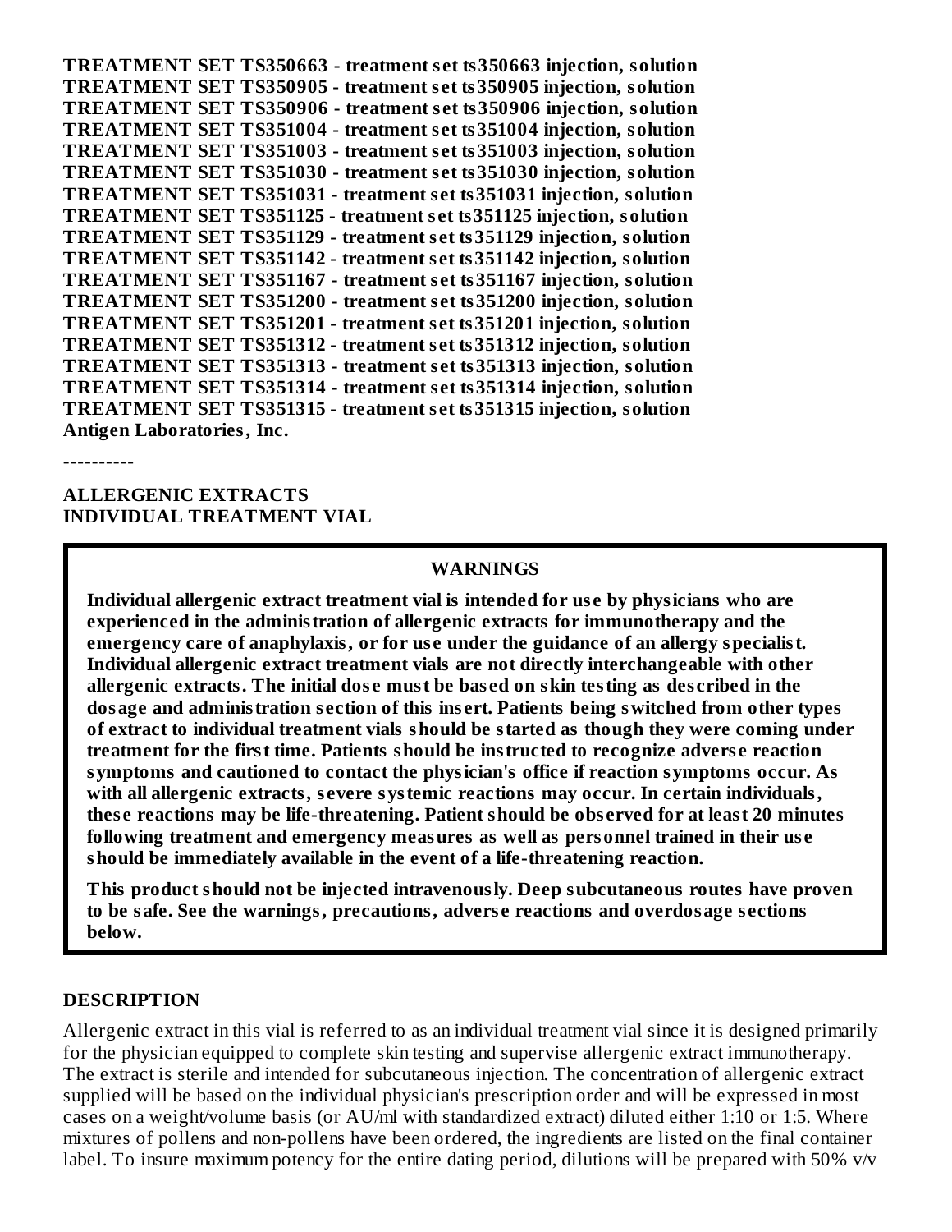**TREATMENT SET TS350663 - treatment set ts350663 injection, solution**
**TREATMENT SET TS350905 - treatment set ts350905 injection, solution**
**TREATMENT SET TS350906 - treatment set ts350906 injection, solution**
**TREATMENT SET TS351004 - treatment set ts351004 injection, solution**
**TREATMENT SET TS351003 - treatment set ts351003 injection, solution**
**TREATMENT SET TS351030 - treatment set ts351030 injection, solution**
**TREATMENT SET TS351031 - treatment set ts351031 injection, solution**
**TREATMENT SET TS351125 - treatment set ts351125 injection, solution**
**TREATMENT SET TS351129 - treatment set ts351129 injection, solution**
**TREATMENT SET TS351142 - treatment set ts351142 injection, solution**
**TREATMENT SET TS351167 - treatment set ts351167 injection, solution**
**TREATMENT SET TS351200 - treatment set ts351200 injection, solution**
**TREATMENT SET TS351201 - treatment set ts351201 injection, solution**
**TREATMENT SET TS351312 - treatment set ts351312 injection, solution**
**TREATMENT SET TS351313 - treatment set ts351313 injection, solution**
**TREATMENT SET TS351314 - treatment set ts351314 injection, solution**
**TREATMENT SET TS351315 - treatment set ts351315 injection, solution**
**Antigen Laboratories, Inc.**

----------

**ALLERGENIC EXTRACTS**
**INDIVIDUAL TREATMENT VIAL**

**WARNINGS**

**Individual allergenic extract treatment vial is intended for use by physicians who are experienced in the administration of allergenic extracts for immunotherapy and the emergency care of anaphylaxis, or for use under the guidance of an allergy specialist. Individual allergenic extract treatment vials are not directly interchangeable with other allergenic extracts. The initial dose must be based on skin testing as described in the dosage and administration section of this insert. Patients being switched from other types of extract to individual treatment vials should be started as though they were coming under treatment for the first time. Patients should be instructed to recognize adverse reaction symptoms and cautioned to contact the physician's office if reaction symptoms occur. As with all allergenic extracts, severe systemic reactions may occur. In certain individuals, these reactions may be life-threatening. Patient should be observed for at least 20 minutes following treatment and emergency measures as well as personnel trained in their use should be immediately available in the event of a life-threatening reaction.**

**This product should not be injected intravenously. Deep subcutaneous routes have proven to be safe. See the warnings, precautions, adverse reactions and overdosage sections below.**

## DESCRIPTION

Allergenic extract in this vial is referred to as an individual treatment vial since it is designed primarily for the physician equipped to complete skin testing and supervise allergenic extract immunotherapy. The extract is sterile and intended for subcutaneous injection. The concentration of allergenic extract supplied will be based on the individual physician's prescription order and will be expressed in most cases on a weight/volume basis (or AU/ml with standardized extract) diluted either 1:10 or 1:5. Where mixtures of pollens and non-pollens have been ordered, the ingredients are listed on the final container label. To insure maximum potency for the entire dating period, dilutions will be prepared with 50% v/v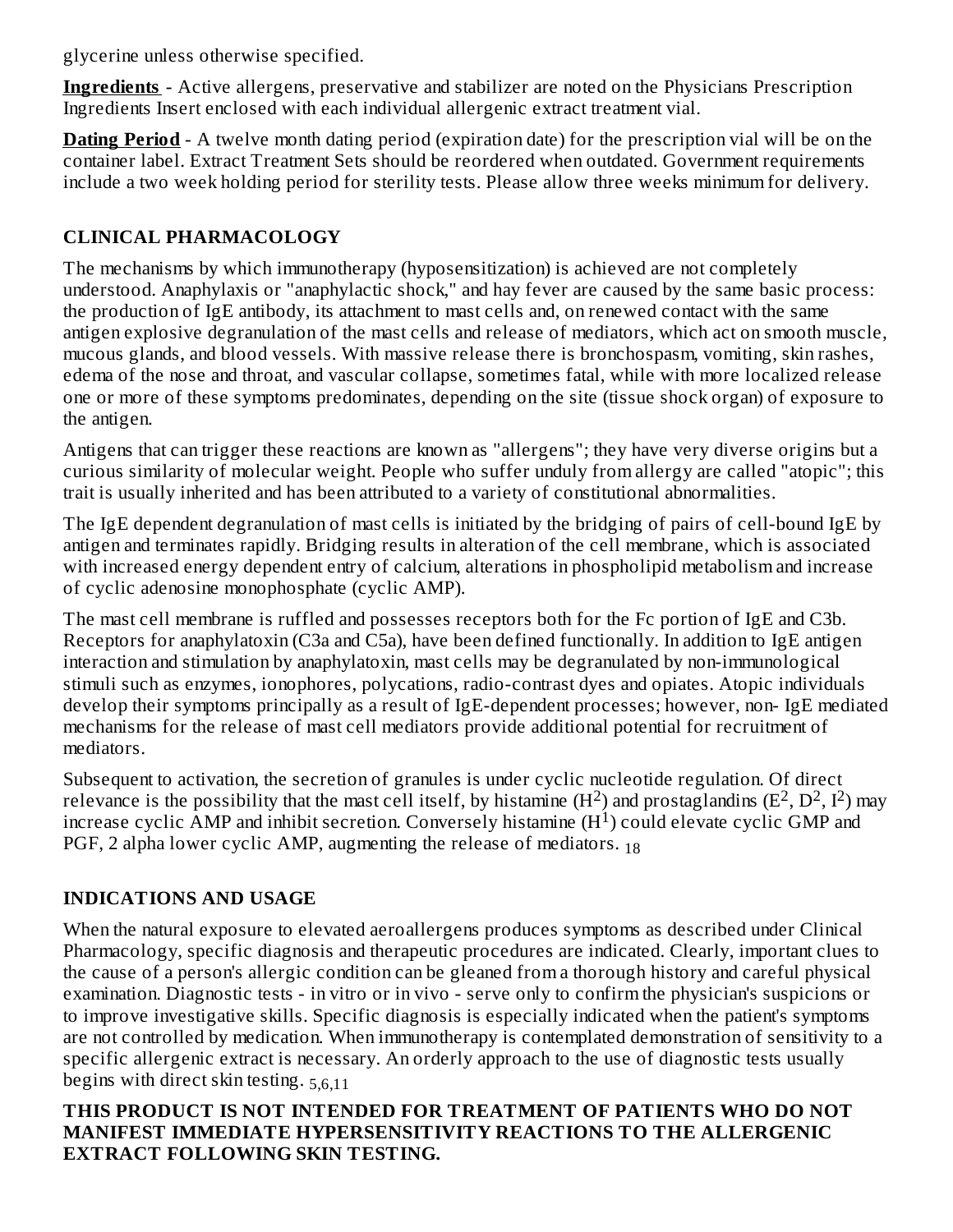glycerine unless otherwise specified.

**Ingredients** - Active allergens, preservative and stabilizer are noted on the Physicians Prescription Ingredients Insert enclosed with each individual allergenic extract treatment vial.

**Dating Period** - A twelve month dating period (expiration date) for the prescription vial will be on the container label. Extract Treatment Sets should be reordered when outdated. Government requirements include a two week holding period for sterility tests. Please allow three weeks minimum for delivery.

## CLINICAL PHARMACOLOGY

The mechanisms by which immunotherapy (hyposensitization) is achieved are not completely understood. Anaphylaxis or "anaphylactic shock," and hay fever are caused by the same basic process: the production of IgE antibody, its attachment to mast cells and, on renewed contact with the same antigen explosive degranulation of the mast cells and release of mediators, which act on smooth muscle, mucous glands, and blood vessels. With massive release there is bronchospasm, vomiting, skin rashes, edema of the nose and throat, and vascular collapse, sometimes fatal, while with more localized release one or more of these symptoms predominates, depending on the site (tissue shock organ) of exposure to the antigen.

Antigens that can trigger these reactions are known as "allergens"; they have very diverse origins but a curious similarity of molecular weight. People who suffer unduly from allergy are called "atopic"; this trait is usually inherited and has been attributed to a variety of constitutional abnormalities.

The IgE dependent degranulation of mast cells is initiated by the bridging of pairs of cell-bound IgE by antigen and terminates rapidly. Bridging results in alteration of the cell membrane, which is associated with increased energy dependent entry of calcium, alterations in phospholipid metabolism and increase of cyclic adenosine monophosphate (cyclic AMP).

The mast cell membrane is ruffled and possesses receptors both for the Fc portion of IgE and C3b. Receptors for anaphylatoxin (C3a and C5a), have been defined functionally. In addition to IgE antigen interaction and stimulation by anaphylatoxin, mast cells may be degranulated by non-immunological stimuli such as enzymes, ionophores, polycations, radio-contrast dyes and opiates. Atopic individuals develop their symptoms principally as a result of IgE-dependent processes; however, non- IgE mediated mechanisms for the release of mast cell mediators provide additional potential for recruitment of mediators.

Subsequent to activation, the secretion of granules is under cyclic nucleotide regulation. Of direct relevance is the possibility that the mast cell itself, by histamine ($H^2$) and prostaglandins ($E^2$, $D^2$, $I^2$) may increase cyclic AMP and inhibit secretion. Conversely histamine ($H^1$) could elevate cyclic GMP and PGF, 2 alpha lower cyclic AMP, augmenting the release of mediators. [18]

## INDICATIONS AND USAGE

When the natural exposure to elevated aeroallergens produces symptoms as described under Clinical Pharmacology, specific diagnosis and therapeutic procedures are indicated. Clearly, important clues to the cause of a person's allergic condition can be gleaned from a thorough history and careful physical examination. Diagnostic tests - in vitro or in vivo - serve only to confirm the physician's suspicions or to improve investigative skills. Specific diagnosis is especially indicated when the patient's symptoms are not controlled by medication. When immunotherapy is contemplated demonstration of sensitivity to a specific allergenic extract is necessary. An orderly approach to the use of diagnostic tests usually begins with direct skin testing. [5,6,11]

**THIS PRODUCT IS NOT INTENDED FOR TREATMENT OF PATIENTS WHO DO NOT MANIFEST IMMEDIATE HYPERSENSITIVITY REACTIONS TO THE ALLERGENIC EXTRACT FOLLOWING SKIN TESTING.**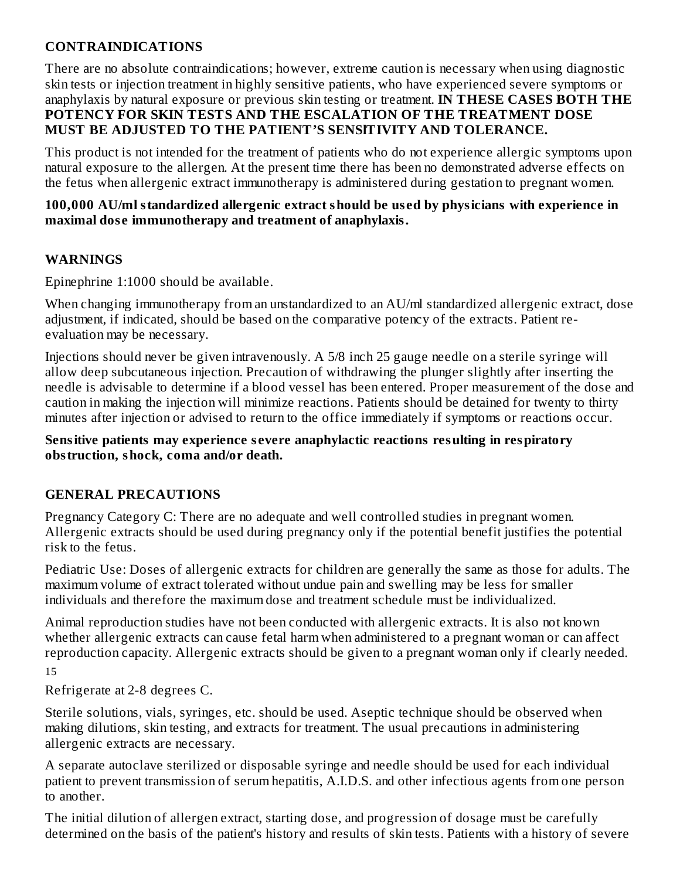## CONTRAINDICATIONS

There are no absolute contraindications; however, extreme caution is necessary when using diagnostic skin tests or injection treatment in highly sensitive patients, who have experienced severe symptoms or anaphylaxis by natural exposure or previous skin testing or treatment. **IN THESE CASES BOTH THE POTENCY FOR SKIN TESTS AND THE ESCALATION OF THE TREATMENT DOSE MUST BE ADJUSTED TO THE PATIENT'S SENSITIVITY AND TOLERANCE.**

This product is not intended for the treatment of patients who do not experience allergic symptoms upon natural exposure to the allergen. At the present time there has been no demonstrated adverse effects on the fetus when allergenic extract immunotherapy is administered during gestation to pregnant women.

**100,000 AU/ml standardized allergenic extract should be used by physicians with experience in maximal dose immunotherapy and treatment of anaphylaxis.**

## WARNINGS

Epinephrine 1:1000 should be available.

When changing immunotherapy from an unstandardized to an AU/ml standardized allergenic extract, dose adjustment, if indicated, should be based on the comparative potency of the extracts. Patient re-evaluation may be necessary.

Injections should never be given intravenously. A 5/8 inch 25 gauge needle on a sterile syringe will allow deep subcutaneous injection. Precaution of withdrawing the plunger slightly after inserting the needle is advisable to determine if a blood vessel has been entered. Proper measurement of the dose and caution in making the injection will minimize reactions. Patients should be detained for twenty to thirty minutes after injection or advised to return to the office immediately if symptoms or reactions occur.

**Sensitive patients may experience severe anaphylactic reactions resulting in respiratory obstruction, shock, coma and/or death.**

## GENERAL PRECAUTIONS

Pregnancy Category C: There are no adequate and well controlled studies in pregnant women. Allergenic extracts should be used during pregnancy only if the potential benefit justifies the potential risk to the fetus.

Pediatric Use: Doses of allergenic extracts for children are generally the same as those for adults. The maximum volume of extract tolerated without undue pain and swelling may be less for smaller individuals and therefore the maximum dose and treatment schedule must be individualized.

Animal reproduction studies have not been conducted with allergenic extracts. It is also not known whether allergenic extracts can cause fetal harm when administered to a pregnant woman or can affect reproduction capacity. Allergenic extracts should be given to a pregnant woman only if clearly needed.

15

Refrigerate at 2-8 degrees C.

Sterile solutions, vials, syringes, etc. should be used. Aseptic technique should be observed when making dilutions, skin testing, and extracts for treatment. The usual precautions in administering allergenic extracts are necessary.

A separate autoclave sterilized or disposable syringe and needle should be used for each individual patient to prevent transmission of serum hepatitis, A.I.D.S. and other infectious agents from one person to another.

The initial dilution of allergen extract, starting dose, and progression of dosage must be carefully determined on the basis of the patient's history and results of skin tests. Patients with a history of severe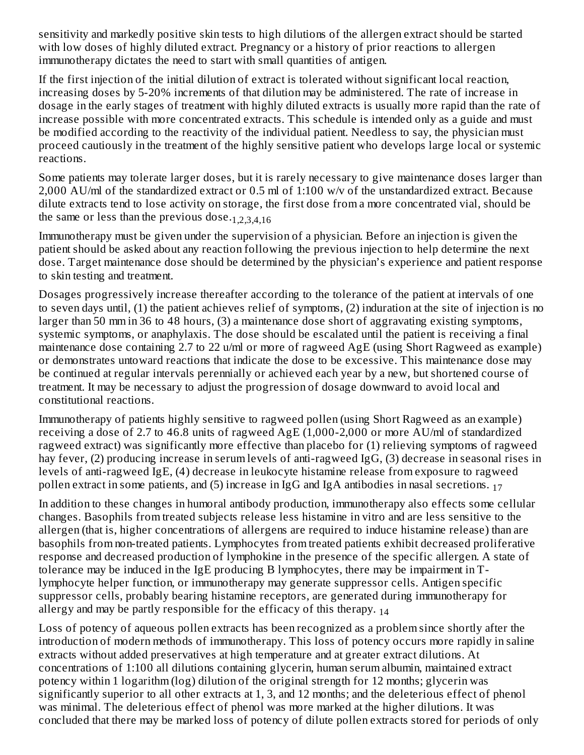sensitivity and markedly positive skin tests to high dilutions of the allergen extract should be started with low doses of highly diluted extract. Pregnancy or a history of prior reactions to allergen immunotherapy dictates the need to start with small quantities of antigen.

If the first injection of the initial dilution of extract is tolerated without significant local reaction, increasing doses by 5-20% increments of that dilution may be administered. The rate of increase in dosage in the early stages of treatment with highly diluted extracts is usually more rapid than the rate of increase possible with more concentrated extracts. This schedule is intended only as a guide and must be modified according to the reactivity of the individual patient. Needless to say, the physician must proceed cautiously in the treatment of the highly sensitive patient who develops large local or systemic reactions.

Some patients may tolerate larger doses, but it is rarely necessary to give maintenance doses larger than 2,000 AU/ml of the standardized extract or 0.5 ml of 1:100 w/v of the unstandardized extract. Because dilute extracts tend to lose activity on storage, the first dose from a more concentrated vial, should be the same or less than the previous dose.[1,2,3,4,16]

Immunotherapy must be given under the supervision of a physician. Before an injection is given the patient should be asked about any reaction following the previous injection to help determine the next dose. Target maintenance dose should be determined by the physician's experience and patient response to skin testing and treatment.

Dosages progressively increase thereafter according to the tolerance of the patient at intervals of one to seven days until, (1) the patient achieves relief of symptoms, (2) induration at the site of injection is no larger than 50 mm in 36 to 48 hours, (3) a maintenance dose short of aggravating existing symptoms, systemic symptoms, or anaphylaxis. The dose should be escalated until the patient is receiving a final maintenance dose containing 2.7 to 22 u/ml or more of ragweed AgE (using Short Ragweed as example) or demonstrates untoward reactions that indicate the dose to be excessive. This maintenance dose may be continued at regular intervals perennially or achieved each year by a new, but shortened course of treatment. It may be necessary to adjust the progression of dosage downward to avoid local and constitutional reactions.

Immunotherapy of patients highly sensitive to ragweed pollen (using Short Ragweed as an example) receiving a dose of 2.7 to 46.8 units of ragweed AgE (1,000-2,000 or more AU/ml of standardized ragweed extract) was significantly more effective than placebo for (1) relieving symptoms of ragweed hay fever, (2) producing increase in serum levels of anti-ragweed IgG, (3) decrease in seasonal rises in levels of anti-ragweed IgE, (4) decrease in leukocyte histamine release from exposure to ragweed pollen extract in some patients, and (5) increase in IgG and IgA antibodies in nasal secretions.[17]

In addition to these changes in humoral antibody production, immunotherapy also effects some cellular changes. Basophils from treated subjects release less histamine in vitro and are less sensitive to the allergen (that is, higher concentrations of allergens are required to induce histamine release) than are basophils from non-treated patients. Lymphocytes from treated patients exhibit decreased proliferative response and decreased production of lymphokine in the presence of the specific allergen. A state of tolerance may be induced in the IgE producing B lymphocytes, there may be impairment in T-lymphocyte helper function, or immunotherapy may generate suppressor cells. Antigen specific suppressor cells, probably bearing histamine receptors, are generated during immunotherapy for allergy and may be partly responsible for the efficacy of this therapy.[14]

Loss of potency of aqueous pollen extracts has been recognized as a problem since shortly after the introduction of modern methods of immunotherapy. This loss of potency occurs more rapidly in saline extracts without added preservatives at high temperature and at greater extract dilutions. At concentrations of 1:100 all dilutions containing glycerin, human serum albumin, maintained extract potency within 1 logarithm (log) dilution of the original strength for 12 months; glycerin was significantly superior to all other extracts at 1, 3, and 12 months; and the deleterious effect of phenol was minimal. The deleterious effect of phenol was more marked at the higher dilutions. It was concluded that there may be marked loss of potency of dilute pollen extracts stored for periods of only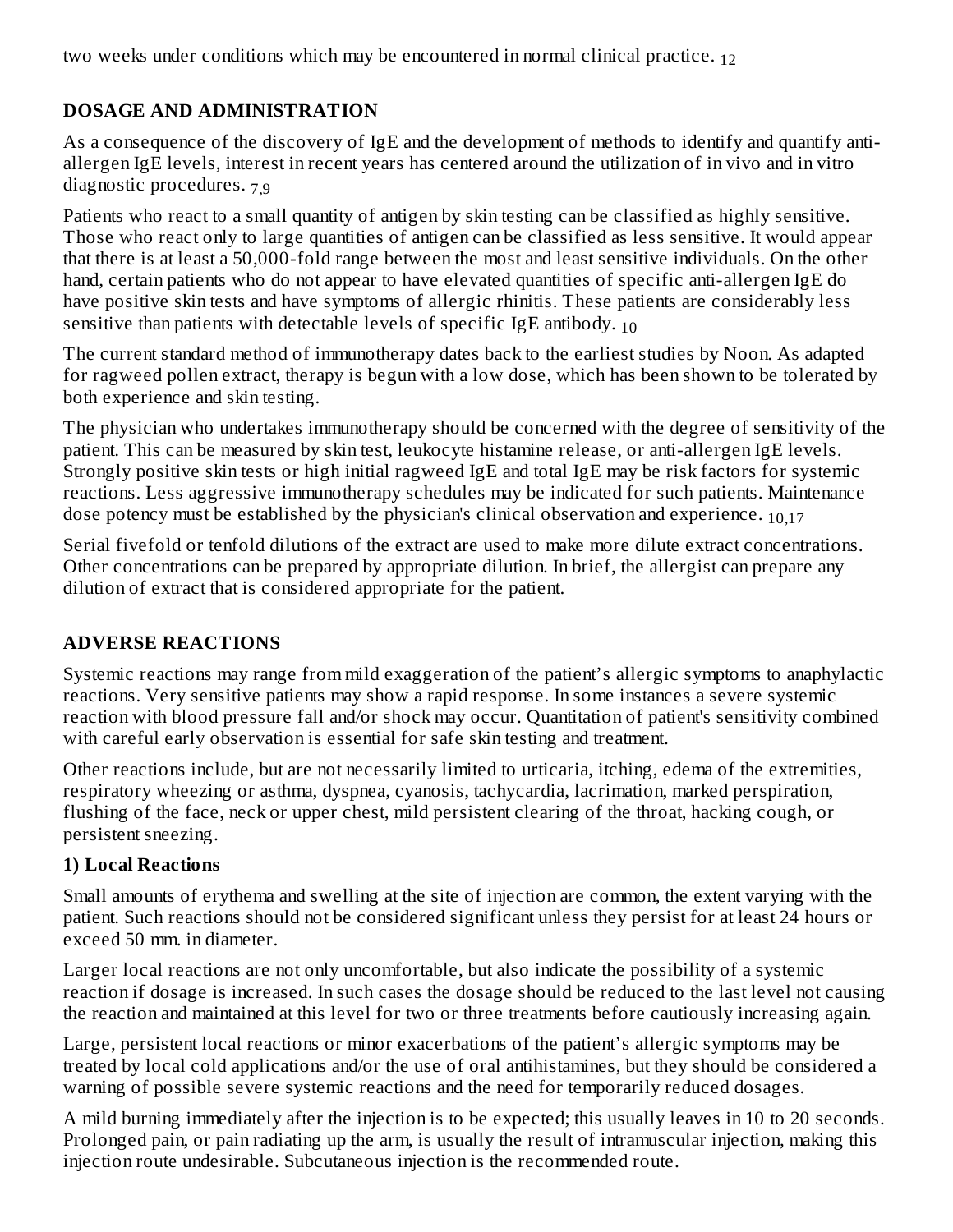two weeks under conditions which may be encountered in normal clinical practice. [12]

## DOSAGE AND ADMINISTRATION

As a consequence of the discovery of IgE and the development of methods to identify and quantify anti-allergen IgE levels, interest in recent years has centered around the utilization of in vivo and in vitro diagnostic procedures. [7,9]

Patients who react to a small quantity of antigen by skin testing can be classified as highly sensitive. Those who react only to large quantities of antigen can be classified as less sensitive. It would appear that there is at least a 50,000-fold range between the most and least sensitive individuals. On the other hand, certain patients who do not appear to have elevated quantities of specific anti-allergen IgE do have positive skin tests and have symptoms of allergic rhinitis. These patients are considerably less sensitive than patients with detectable levels of specific IgE antibody. [10]

The current standard method of immunotherapy dates back to the earliest studies by Noon. As adapted for ragweed pollen extract, therapy is begun with a low dose, which has been shown to be tolerated by both experience and skin testing.

The physician who undertakes immunotherapy should be concerned with the degree of sensitivity of the patient. This can be measured by skin test, leukocyte histamine release, or anti-allergen IgE levels. Strongly positive skin tests or high initial ragweed IgE and total IgE may be risk factors for systemic reactions. Less aggressive immunotherapy schedules may be indicated for such patients. Maintenance dose potency must be established by the physician's clinical observation and experience. [10,17]

Serial fivefold or tenfold dilutions of the extract are used to make more dilute extract concentrations. Other concentrations can be prepared by appropriate dilution. In brief, the allergist can prepare any dilution of extract that is considered appropriate for the patient.

## ADVERSE REACTIONS

Systemic reactions may range from mild exaggeration of the patient's allergic symptoms to anaphylactic reactions. Very sensitive patients may show a rapid response. In some instances a severe systemic reaction with blood pressure fall and/or shock may occur. Quantitation of patient's sensitivity combined with careful early observation is essential for safe skin testing and treatment.

Other reactions include, but are not necessarily limited to urticaria, itching, edema of the extremities, respiratory wheezing or asthma, dyspnea, cyanosis, tachycardia, lacrimation, marked perspiration, flushing of the face, neck or upper chest, mild persistent clearing of the throat, hacking cough, or persistent sneezing.

### 1) Local Reactions

Small amounts of erythema and swelling at the site of injection are common, the extent varying with the patient. Such reactions should not be considered significant unless they persist for at least 24 hours or exceed 50 mm. in diameter.

Larger local reactions are not only uncomfortable, but also indicate the possibility of a systemic reaction if dosage is increased. In such cases the dosage should be reduced to the last level not causing the reaction and maintained at this level for two or three treatments before cautiously increasing again.

Large, persistent local reactions or minor exacerbations of the patient's allergic symptoms may be treated by local cold applications and/or the use of oral antihistamines, but they should be considered a warning of possible severe systemic reactions and the need for temporarily reduced dosages.

A mild burning immediately after the injection is to be expected; this usually leaves in 10 to 20 seconds. Prolonged pain, or pain radiating up the arm, is usually the result of intramuscular injection, making this injection route undesirable. Subcutaneous injection is the recommended route.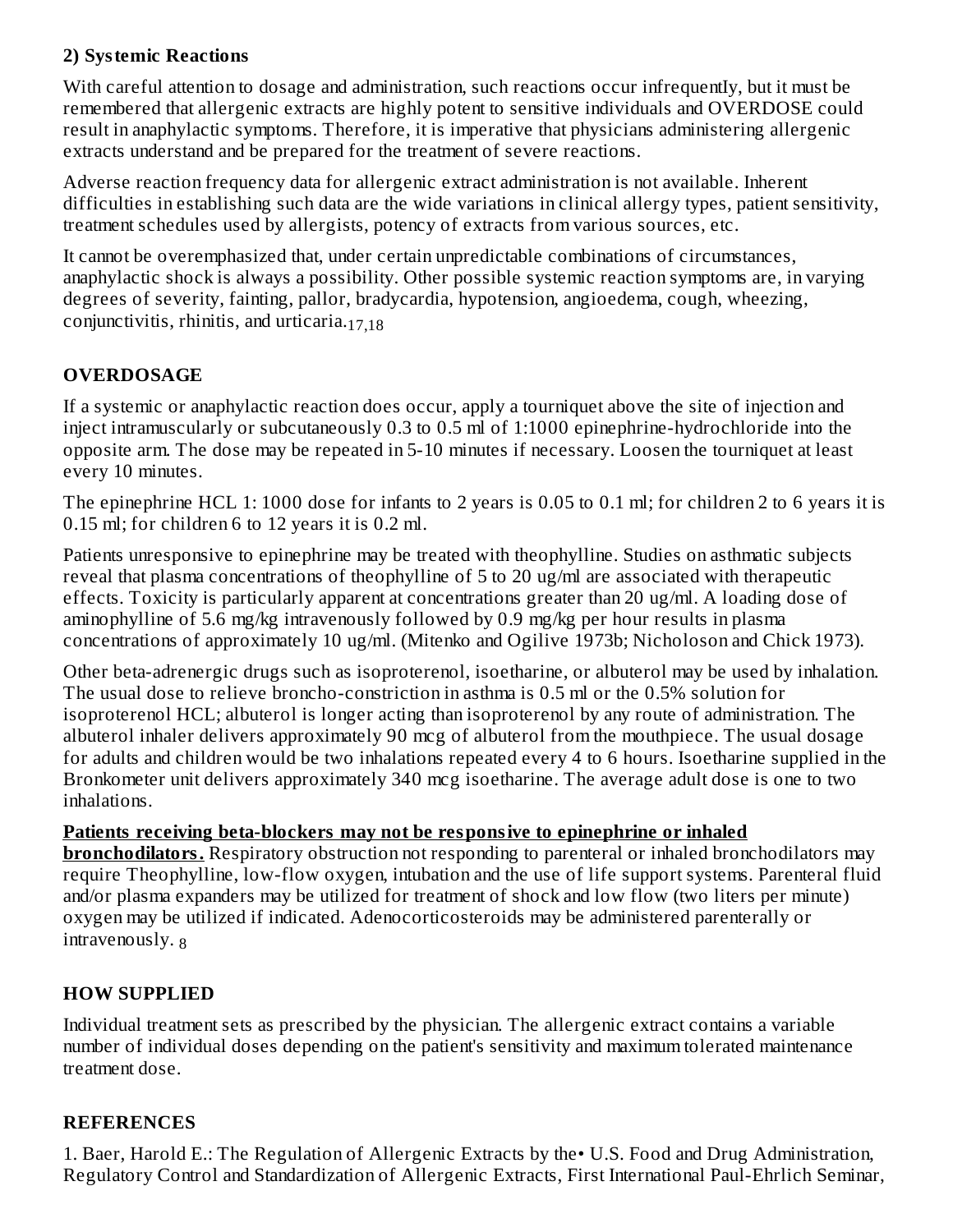### 2) Systemic Reactions

With careful attention to dosage and administration, such reactions occur infrequently, but it must be remembered that allergenic extracts are highly potent to sensitive individuals and OVERDOSE could result in anaphylactic symptoms. Therefore, it is imperative that physicians administering allergenic extracts understand and be prepared for the treatment of severe reactions.

Adverse reaction frequency data for allergenic extract administration is not available. Inherent difficulties in establishing such data are the wide variations in clinical allergy types, patient sensitivity, treatment schedules used by allergists, potency of extracts from various sources, etc.

It cannot be overemphasized that, under certain unpredictable combinations of circumstances, anaphylactic shock is always a possibility. Other possible systemic reaction symptoms are, in varying degrees of severity, fainting, pallor, bradycardia, hypotension, angioedema, cough, wheezing, conjunctivitis, rhinitis, and urticaria.[17,18]

## OVERDOSAGE

If a systemic or anaphylactic reaction does occur, apply a tourniquet above the site of injection and inject intramuscularly or subcutaneously 0.3 to 0.5 ml of 1:1000 epinephrine-hydrochloride into the opposite arm. The dose may be repeated in 5-10 minutes if necessary. Loosen the tourniquet at least every 10 minutes.

The epinephrine HCL 1: 1000 dose for infants to 2 years is 0.05 to 0.1 ml; for children 2 to 6 years it is 0.15 ml; for children 6 to 12 years it is 0.2 ml.

Patients unresponsive to epinephrine may be treated with theophylline. Studies on asthmatic subjects reveal that plasma concentrations of theophylline of 5 to 20 ug/ml are associated with therapeutic effects. Toxicity is particularly apparent at concentrations greater than 20 ug/ml. A loading dose of aminophylline of 5.6 mg/kg intravenously followed by 0.9 mg/kg per hour results in plasma concentrations of approximately 10 ug/ml. (Mitenko and Ogilive 1973b; Nicholoson and Chick 1973).

Other beta-adrenergic drugs such as isoproterenol, isoetharine, or albuterol may be used by inhalation. The usual dose to relieve broncho-constriction in asthma is 0.5 ml or the 0.5% solution for isoproterenol HCL; albuterol is longer acting than isoproterenol by any route of administration. The albuterol inhaler delivers approximately 90 mcg of albuterol from the mouthpiece. The usual dosage for adults and children would be two inhalations repeated every 4 to 6 hours. Isoetharine supplied in the Bronkometer unit delivers approximately 340 mcg isoetharine. The average adult dose is one to two inhalations.

**Patients receiving beta-blockers may not be responsive to epinephrine or inhaled bronchodilators.** Respiratory obstruction not responding to parenteral or inhaled bronchodilators may require Theophylline, low-flow oxygen, intubation and the use of life support systems. Parenteral fluid and/or plasma expanders may be utilized for treatment of shock and low flow (two liters per minute) oxygen may be utilized if indicated. Adenocorticosteroids may be administered parenterally or intravenously.[8]

## HOW SUPPLIED

Individual treatment sets as prescribed by the physician. The allergenic extract contains a variable number of individual doses depending on the patient's sensitivity and maximum tolerated maintenance treatment dose.

## REFERENCES

1. Baer, Harold E.: The Regulation of Allergenic Extracts by the• U.S. Food and Drug Administration, Regulatory Control and Standardization of Allergenic Extracts, First International Paul-Ehrlich Seminar,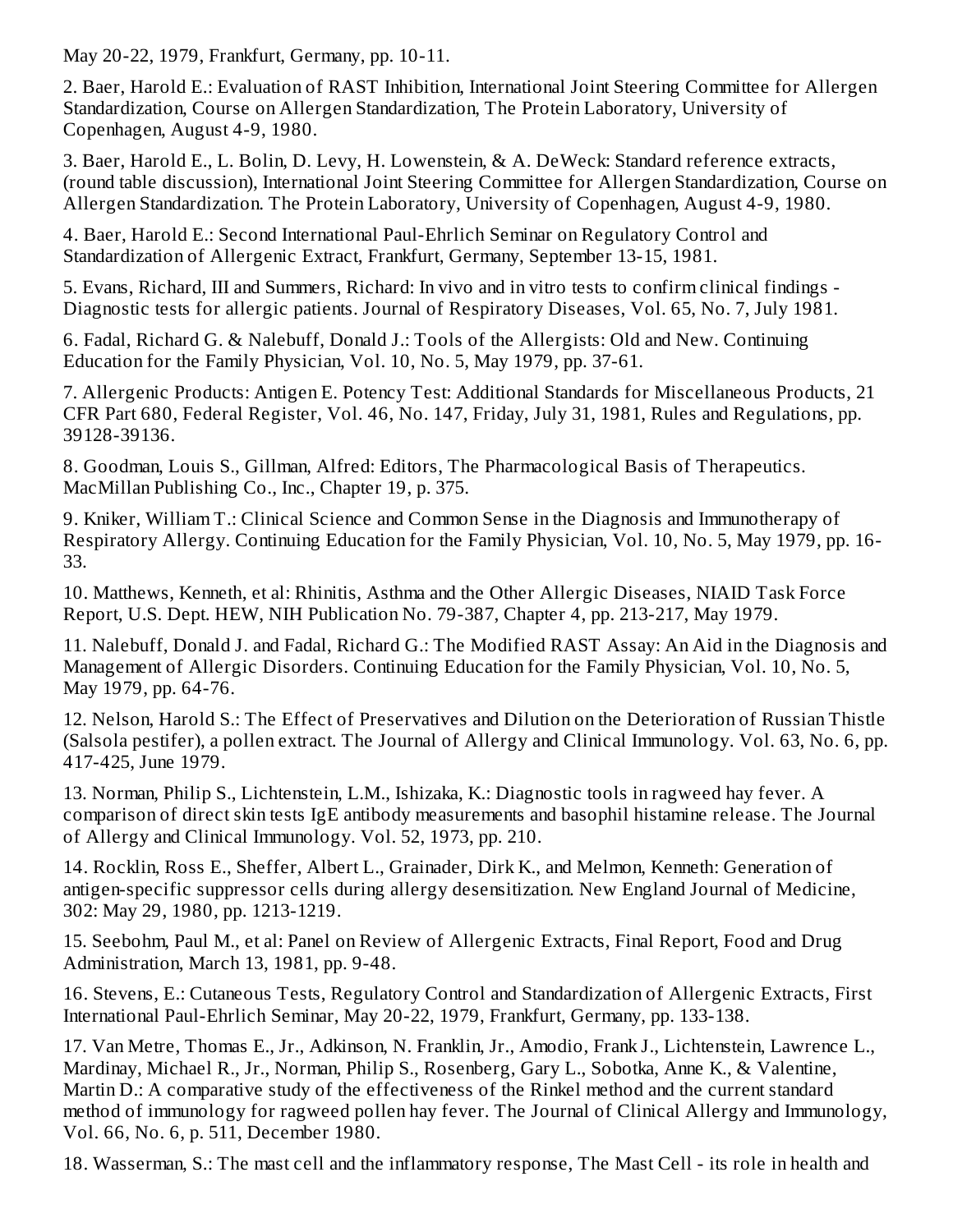May 20-22, 1979, Frankfurt, Germany, pp. 10-11.

2. Baer, Harold E.: Evaluation of RAST Inhibition, International Joint Steering Committee for Allergen Standardization, Course on Allergen Standardization, The Protein Laboratory, University of Copenhagen, August 4-9, 1980.

3. Baer, Harold E., L. Bolin, D. Levy, H. Lowenstein, & A. DeWeck: Standard reference extracts, (round table discussion), International Joint Steering Committee for Allergen Standardization, Course on Allergen Standardization. The Protein Laboratory, University of Copenhagen, August 4-9, 1980.

4. Baer, Harold E.: Second International Paul-Ehrlich Seminar on Regulatory Control and Standardization of Allergenic Extract, Frankfurt, Germany, September 13-15, 1981.

5. Evans, Richard, III and Summers, Richard: In vivo and in vitro tests to confirm clinical findings - Diagnostic tests for allergic patients. Journal of Respiratory Diseases, Vol. 65, No. 7, July 1981.

6. Fadal, Richard G. & Nalebuff, Donald J.: Tools of the Allergists: Old and New. Continuing Education for the Family Physician, Vol. 10, No. 5, May 1979, pp. 37-61.

7. Allergenic Products: Antigen E. Potency Test: Additional Standards for Miscellaneous Products, 21 CFR Part 680, Federal Register, Vol. 46, No. 147, Friday, July 31, 1981, Rules and Regulations, pp. 39128-39136.

8. Goodman, Louis S., Gillman, Alfred: Editors, The Pharmacological Basis of Therapeutics. MacMillan Publishing Co., Inc., Chapter 19, p. 375.

9. Kniker, William T.: Clinical Science and Common Sense in the Diagnosis and Immunotherapy of Respiratory Allergy. Continuing Education for the Family Physician, Vol. 10, No. 5, May 1979, pp. 16-33.

10. Matthews, Kenneth, et al: Rhinitis, Asthma and the Other Allergic Diseases, NIAID Task Force Report, U.S. Dept. HEW, NIH Publication No. 79-387, Chapter 4, pp. 213-217, May 1979.

11. Nalebuff, Donald J. and Fadal, Richard G.: The Modified RAST Assay: An Aid in the Diagnosis and Management of Allergic Disorders. Continuing Education for the Family Physician, Vol. 10, No. 5, May 1979, pp. 64-76.

12. Nelson, Harold S.: The Effect of Preservatives and Dilution on the Deterioration of Russian Thistle (Salsola pestifer), a pollen extract. The Journal of Allergy and Clinical Immunology. Vol. 63, No. 6, pp. 417-425, June 1979.

13. Norman, Philip S., Lichtenstein, L.M., Ishizaka, K.: Diagnostic tools in ragweed hay fever. A comparison of direct skin tests IgE antibody measurements and basophil histamine release. The Journal of Allergy and Clinical Immunology. Vol. 52, 1973, pp. 210.

14. Rocklin, Ross E., Sheffer, Albert L., Grainader, Dirk K., and Melmon, Kenneth: Generation of antigen-specific suppressor cells during allergy desensitization. New England Journal of Medicine, 302: May 29, 1980, pp. 1213-1219.

15. Seebohm, Paul M., et al: Panel on Review of Allergenic Extracts, Final Report, Food and Drug Administration, March 13, 1981, pp. 9-48.

16. Stevens, E.: Cutaneous Tests, Regulatory Control and Standardization of Allergenic Extracts, First International Paul-Ehrlich Seminar, May 20-22, 1979, Frankfurt, Germany, pp. 133-138.

17. Van Metre, Thomas E., Jr., Adkinson, N. Franklin, Jr., Amodio, Frank J., Lichtenstein, Lawrence L., Mardinay, Michael R., Jr., Norman, Philip S., Rosenberg, Gary L., Sobotka, Anne K., & Valentine, Martin D.: A comparative study of the effectiveness of the Rinkel method and the current standard method of immunology for ragweed pollen hay fever. The Journal of Clinical Allergy and Immunology, Vol. 66, No. 6, p. 511, December 1980.

18. Wasserman, S.: The mast cell and the inflammatory response, The Mast Cell - its role in health and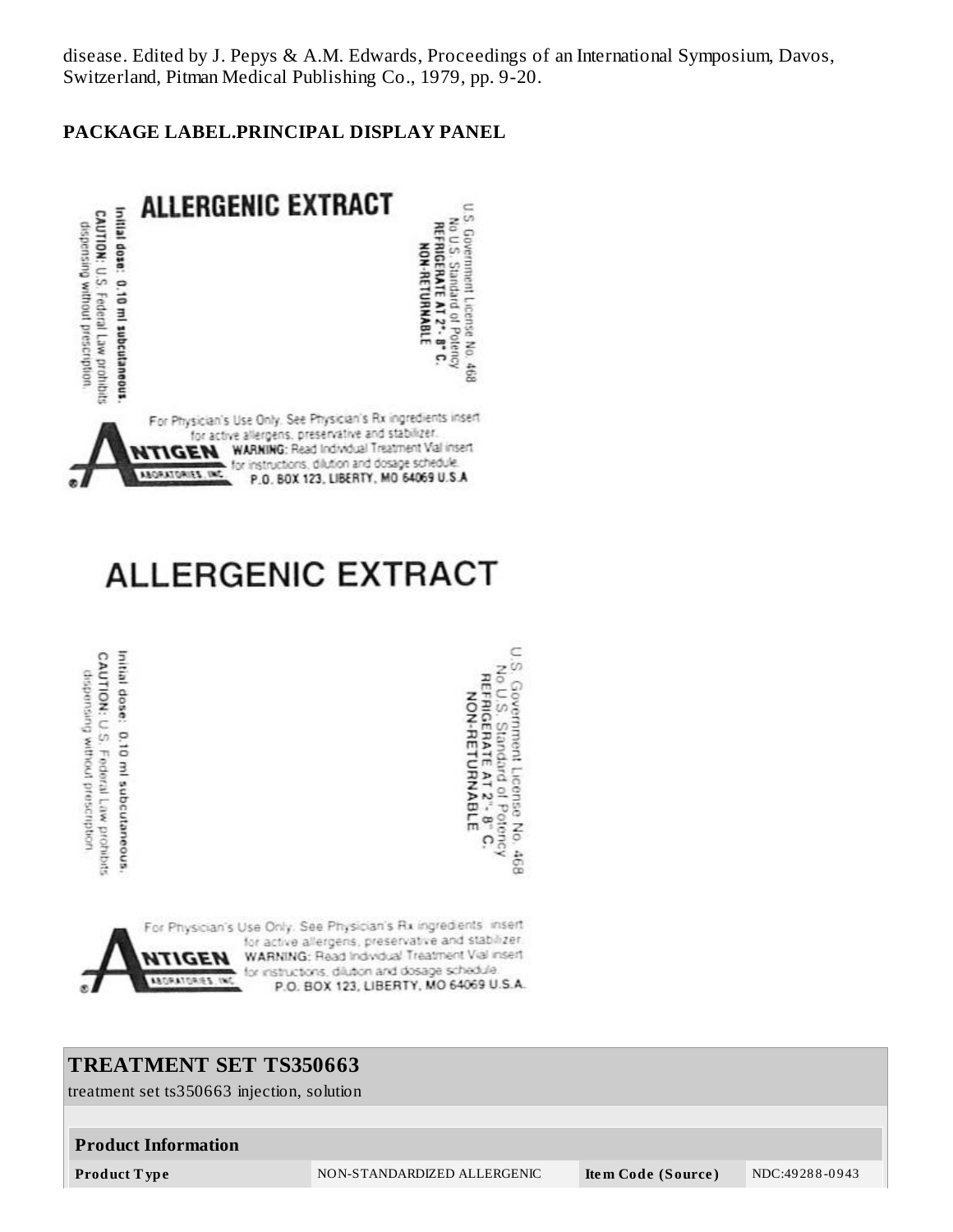disease. Edited by J. Pepys & A.M. Edwards, Proceedings of an International Symposium, Davos, Switzerland, Pitman Medical Publishing Co., 1979, pp. 9-20.

**PACKAGE LABEL.PRINCIPAL DISPLAY PANEL**

ALLERGENIC EXTRACT

Initial dose: 0.10 ml subcutaneous.
CAUTION: U.S. Federal Law prohibits dispensing without prescription.

U.S. Government License No. 468
No U.S. Standard of Potency
REFRIGERATE AT 2°- 8° C.
NON-RETURNABLE

For Physician's Use Only. See Physician's Rx ingredients insert for active allergens, preservative and stabilizer.
WARNING: Read Individual Treatment Vial insert for instructions, dilution and dosage schedule.
ANTIGEN LABORATORIES, INC
P.O. BOX 123, LIBERTY, MO 64069 U.S.A

ALLERGENIC EXTRACT

Initial dose: 0.10 ml subcutaneous.
CAUTION: U.S. Federal Law prohibits dispensing without prescription.

U.S. Government License No. 468
No U.S. Standard of Potency
REFRIGERATE AT 2°- 8° C.
NON-RETURNABLE

For Physician's Use Only. See Physician's Rx ingredients insert for active allergens, preservative and stabilizer.
WARNING: Read Individual Treatment Vial insert for instructions, dilution and dosage schedule.
ANTIGEN LABORATORIES, INC
P.O. BOX 123, LIBERTY, MO 64069 U.S.A.

## TREATMENT SET TS350663

treatment set ts350663 injection, solution

| Product Information | | | |
|---|---|---|---|
| **Product Type** | NON-STANDARDIZED ALLERGENIC | **Item Code (Source)** | NDC:49288-0943 |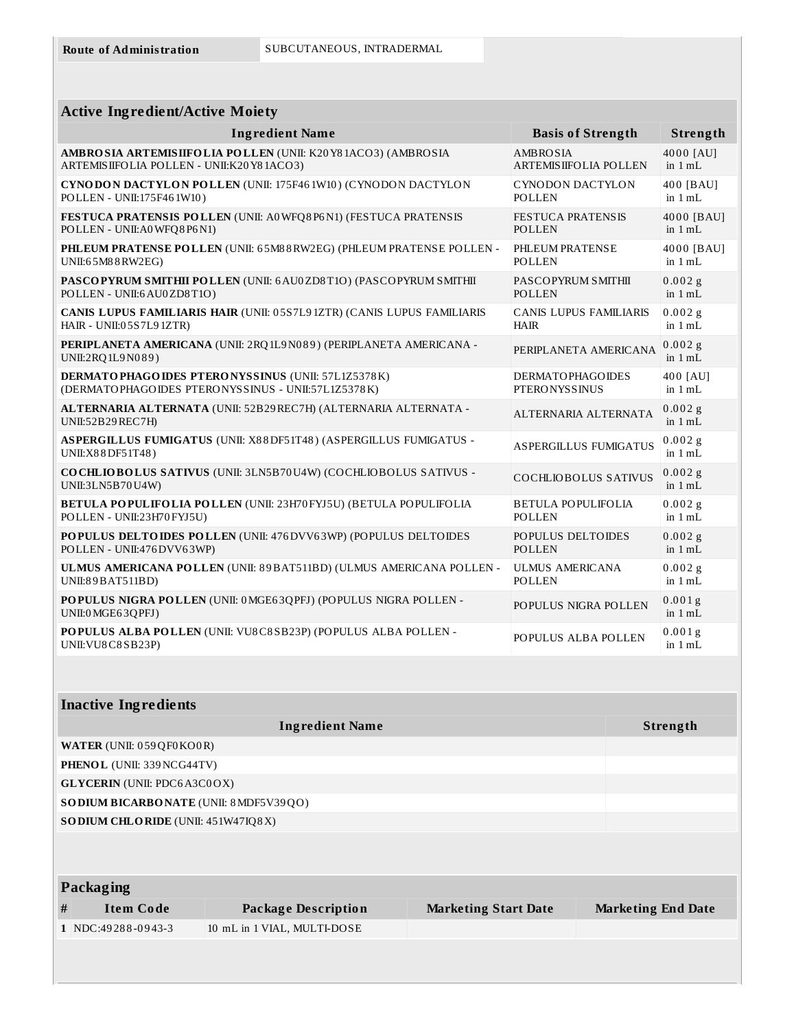| Route of Administration | SUBCUTANEOUS, INTRADERMAL |
| --- | --- |

## Active Ingredient/Active Moiety

| Ingredient Name | Basis of Strength | Strength |
| --- | --- | --- |
| **AMBROSIA ARTEMISIIFOLIA POLLEN** (UNII: K20Y81ACO3) (AMBROSIA ARTEMISIIFOLIA POLLEN - UNII:K20Y81ACO3) | AMBROSIA ARTEMISIIFOLIA POLLEN | 4000 [AU] in 1 mL |
| **CYNODON DACTYLON POLLEN** (UNII: 175F461W10) (CYNODON DACTYLON POLLEN - UNII:175F461W10) | CYNODON DACTYLON POLLEN | 400 [BAU] in 1 mL |
| **FESTUCA PRATENSIS POLLEN** (UNII: A0WFQ8P6N1) (FESTUCA PRATENSIS POLLEN - UNII:A0WFQ8P6N1) | FESTUCA PRATENSIS POLLEN | 4000 [BAU] in 1 mL |
| **PHLEUM PRATENSE POLLEN** (UNII: 65M88RW2EG) (PHLEUM PRATENSE POLLEN - UNII:65M88RW2EG) | PHLEUM PRATENSE POLLEN | 4000 [BAU] in 1 mL |
| **PASCOPYRUM SMITHII POLLEN** (UNII: 6AU0ZD8T1O) (PASCOPYRUM SMITHII POLLEN - UNII:6AU0ZD8T1O) | PASCOPYRUM SMITHII POLLEN | 0.002 g in 1 mL |
| **CANIS LUPUS FAMILIARIS HAIR** (UNII: 05S7L91ZTR) (CANIS LUPUS FAMILIARIS HAIR - UNII:05S7L91ZTR) | CANIS LUPUS FAMILIARIS HAIR | 0.002 g in 1 mL |
| **PERIPLANETA AMERICANA** (UNII: 2RQ1L9N089) (PERIPLANETA AMERICANA - UNII:2RQ1L9N089) | PERIPLANETA AMERICANA | 0.002 g in 1 mL |
| **DERMATOPHAGOIDES PTERONYSSINUS** (UNII: 57L1Z5378K) (DERMATOPHAGOIDES PTERONYSSINUS - UNII:57L1Z5378K) | DERMATOPHAGOIDES PTERONYSSINUS | 400 [AU] in 1 mL |
| **ALTERNARIA ALTERNATA** (UNII: 52B29REC7H) (ALTERNARIA ALTERNATA - UNII:52B29REC7H) | ALTERNARIA ALTERNATA | 0.002 g in 1 mL |
| **ASPERGILLUS FUMIGATUS** (UNII: X88DF51T48) (ASPERGILLUS FUMIGATUS - UNII:X88DF51T48) | ASPERGILLUS FUMIGATUS | 0.002 g in 1 mL |
| **COCHLIOBOLUS SATIVUS** (UNII: 3LN5B70U4W) (COCHLIOBOLUS SATIVUS - UNII:3LN5B70U4W) | COCHLIOBOLUS SATIVUS | 0.002 g in 1 mL |
| **BETULA POPULIFOLIA POLLEN** (UNII: 23H70FYJ5U) (BETULA POPULIFOLIA POLLEN - UNII:23H70FYJ5U) | BETULA POPULIFOLIA POLLEN | 0.002 g in 1 mL |
| **POPULUS DELTOIDES POLLEN** (UNII: 476DVV63WP) (POPULUS DELTOIDES POLLEN - UNII:476DVV63WP) | POPULUS DELTOIDES POLLEN | 0.002 g in 1 mL |
| **ULMUS AMERICANA POLLEN** (UNII: 89BAT511BD) (ULMUS AMERICANA POLLEN - UNII:89BAT511BD) | ULMUS AMERICANA POLLEN | 0.002 g in 1 mL |
| **POPULUS NIGRA POLLEN** (UNII: 0MGE63QPFJ) (POPULUS NIGRA POLLEN - UNII:0MGE63QPFJ) | POPULUS NIGRA POLLEN | 0.001 g in 1 mL |
| **POPULUS ALBA POLLEN** (UNII: VU8C8SB23P) (POPULUS ALBA POLLEN - UNII:VU8C8SB23P) | POPULUS ALBA POLLEN | 0.001 g in 1 mL |

## Inactive Ingredients

| Ingredient Name | Strength |
| --- | --- |
| **WATER** (UNII: 059QF0KO0R) | |
| **PHENOL** (UNII: 339NCG44TV) | |
| **GLYCERIN** (UNII: PDC6A3C0OX) | |
| **SODIUM BICARBONATE** (UNII: 8MDF5V39QO) | |
| **SODIUM CHLORIDE** (UNII: 451W47IQ8X) | |

## Packaging

| # | Item Code | Package Description | Marketing Start Date | Marketing End Date |
| --- | --- | --- | --- | --- |
| 1 | NDC:49288-0943-3 | 10 mL in 1 VIAL, MULTI-DOSE | | |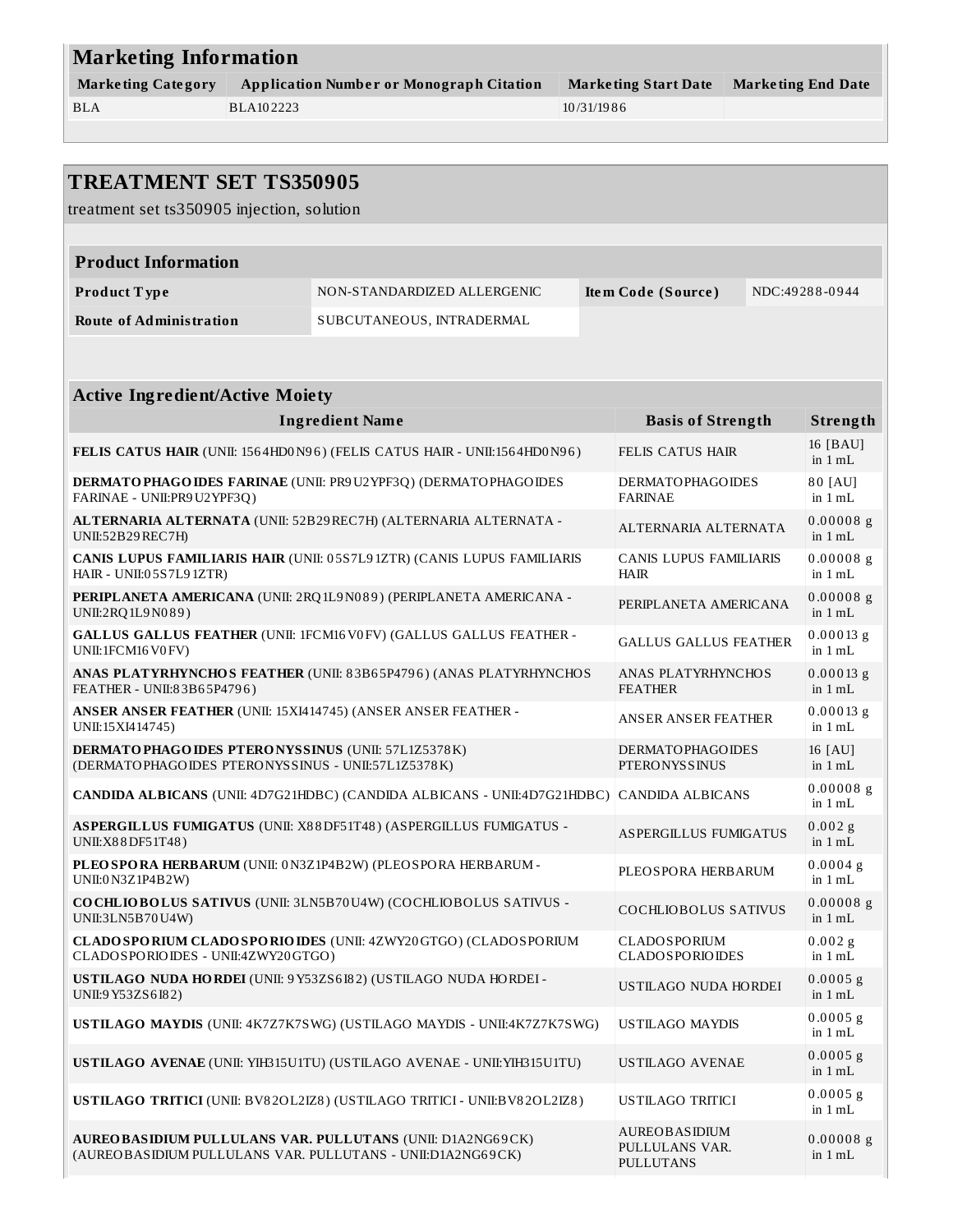## Marketing Information

| Marketing Category | Application Number or Monograph Citation | Marketing Start Date | Marketing End Date |
|---|---|---|---|
| BLA | BLA102223 | 10/31/1986 | |

# TREATMENT SET TS350905

treatment set ts350905 injection, solution

## Product Information

| | | | |
|---|---|---|---|
| **Product Type** | NON-STANDARDIZED ALLERGENIC | **Item Code (Source)** | NDC:49288-0944 |
| **Route of Administration** | SUBCUTANEOUS, INTRADERMAL | | |

## Active Ingredient/Active Moiety

| Ingredient Name | Basis of Strength | Strength |
|---|---|---|
| **FELIS CATUS HAIR** (UNII: 1564HD0N96) (FELIS CATUS HAIR - UNII:1564HD0N96) | FELIS CATUS HAIR | 16 [BAU] in 1 mL |
| **DERMATOPHAGOIDES FARINAE** (UNII: PR9U2YPF3Q) (DERMATOPHAGOIDES FARINAE - UNII:PR9U2YPF3Q) | DERMATOPHAGOIDES FARINAE | 80 [AU] in 1 mL |
| **ALTERNARIA ALTERNATA** (UNII: 52B29REC7H) (ALTERNARIA ALTERNATA - UNII:52B29REC7H) | ALTERNARIA ALTERNATA | 0.00008 g in 1 mL |
| **CANIS LUPUS FAMILIARIS HAIR** (UNII: 05S7L91ZTR) (CANIS LUPUS FAMILIARIS HAIR - UNII:05S7L91ZTR) | CANIS LUPUS FAMILIARIS HAIR | 0.00008 g in 1 mL |
| **PERIPLANETA AMERICANA** (UNII: 2RQ1L9N089) (PERIPLANETA AMERICANA - UNII:2RQ1L9N089) | PERIPLANETA AMERICANA | 0.00008 g in 1 mL |
| **GALLUS GALLUS FEATHER** (UNII: 1FCM16V0FV) (GALLUS GALLUS FEATHER - UNII:1FCM16V0FV) | GALLUS GALLUS FEATHER | 0.00013 g in 1 mL |
| **ANAS PLATYRHYNCHOS FEATHER** (UNII: 83B65P4796) (ANAS PLATYRHYNCHOS FEATHER - UNII:83B65P4796) | ANAS PLATYRHYNCHOS FEATHER | 0.00013 g in 1 mL |
| **ANSER ANSER FEATHER** (UNII: 15XI414745) (ANSER ANSER FEATHER - UNII:15XI414745) | ANSER ANSER FEATHER | 0.00013 g in 1 mL |
| **DERMATOPHAGOIDES PTERONYSSINUS** (UNII: 57L1Z5378K) (DERMATOPHAGOIDES PTERONYSSINUS - UNII:57L1Z5378K) | DERMATOPHAGOIDES PTERONYSSINUS | 16 [AU] in 1 mL |
| **CANDIDA ALBICANS** (UNII: 4D7G21HDBC) (CANDIDA ALBICANS - UNII:4D7G21HDBC) | CANDIDA ALBICANS | 0.00008 g in 1 mL |
| **ASPERGILLUS FUMIGATUS** (UNII: X88DF51T48) (ASPERGILLUS FUMIGATUS - UNII:X88DF51T48) | ASPERGILLUS FUMIGATUS | 0.002 g in 1 mL |
| **PLEOSPORA HERBARUM** (UNII: 0N3Z1P4B2W) (PLEOSPORA HERBARUM - UNII:0N3Z1P4B2W) | PLEOSPORA HERBARUM | 0.0004 g in 1 mL |
| **COCHLIOBOLUS SATIVUS** (UNII: 3LN5B70U4W) (COCHLIOBOLUS SATIVUS - UNII:3LN5B70U4W) | COCHLIOBOLUS SATIVUS | 0.00008 g in 1 mL |
| **CLADOSPORIUM CLADOSPORIOIDES** (UNII: 4ZWY20GTGO) (CLADOSPORIUM CLADOSPORIOIDES - UNII:4ZWY20GTGO) | CLADOSPORIUM CLADOSPORIOIDES | 0.002 g in 1 mL |
| **USTILAGO NUDA HORDEI** (UNII: 9Y53ZS6I82) (USTILAGO NUDA HORDEI - UNII:9Y53ZS6I82) | USTILAGO NUDA HORDEI | 0.0005 g in 1 mL |
| **USTILAGO MAYDIS** (UNII: 4K7Z7K7SWG) (USTILAGO MAYDIS - UNII:4K7Z7K7SWG) | USTILAGO MAYDIS | 0.0005 g in 1 mL |
| **USTILAGO AVENAE** (UNII: YIH315U1TU) (USTILAGO AVENAE - UNII:YIH315U1TU) | USTILAGO AVENAE | 0.0005 g in 1 mL |
| **USTILAGO TRITICI** (UNII: BV82OL2IZ8) (USTILAGO TRITICI - UNII:BV82OL2IZ8) | USTILAGO TRITICI | 0.0005 g in 1 mL |
| **AUREOBASIDIUM PULLULANS VAR. PULLUTANS** (UNII: D1A2NG69CK) (AUREOBASIDIUM PULLULANS VAR. PULLUTANS - UNII:D1A2NG69CK) | AUREOBASIDIUM PULLULANS VAR. PULLUTANS | 0.00008 g in 1 mL |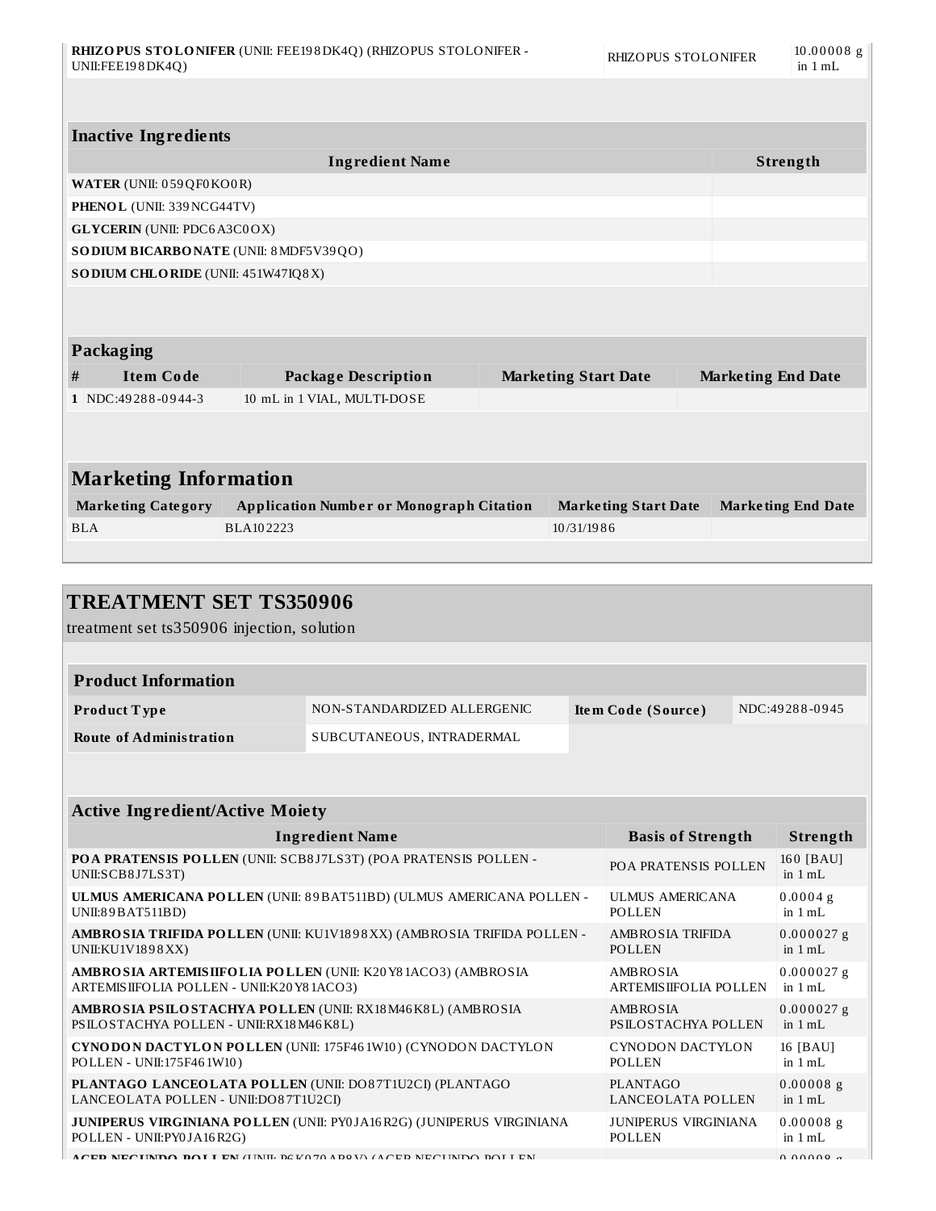| | | |
|---|---|---|
| **RHIZOPUS STOLONIFER** (UNII: FEE198DK4Q) (RHIZOPUS STOLONIFER - UNII:FEE198DK4Q) | RHIZOPUS STOLONIFER | 10.00008 g in 1 mL |

| Inactive Ingredients | |
|---|---|
| **Ingredient Name** | **Strength** |
| **WATER** (UNII: 059QF0KO0R) | |
| **PHENOL** (UNII: 339NCG44TV) | |
| **GLYCERIN** (UNII: PDC6A3C0OX) | |
| **SODIUM BICARBONATE** (UNII: 8MDF5V39QO) | |
| **SODIUM CHLORIDE** (UNII: 451W47IQ8X) | |

| Packaging | | | | |
|---|---|---|---|---|
| **#** | **Item Code** | **Package Description** | **Marketing Start Date** | **Marketing End Date** |
| 1 | NDC:49288-0944-3 | 10 mL in 1 VIAL, MULTI-DOSE | | |

## Marketing Information

| Marketing Category | Application Number or Monograph Citation | Marketing Start Date | Marketing End Date |
|---|---|---|---|
| BLA | BLA102223 | 10/31/1986 | |

# TREATMENT SET TS350906

treatment set ts350906 injection, solution

| Product Information | | | |
|---|---|---|---|
| **Product Type** | NON-STANDARDIZED ALLERGENIC | **Item Code (Source)** | NDC:49288-0945 |
| **Route of Administration** | SUBCUTANEOUS, INTRADERMAL | | |

| Active Ingredient/Active Moiety | | |
|---|---|---|
| **Ingredient Name** | **Basis of Strength** | **Strength** |
| **POA PRATENSIS POLLEN** (UNII: SCB8J7LS3T) (POA PRATENSIS POLLEN - UNII:SCB8J7LS3T) | POA PRATENSIS POLLEN | 160 [BAU] in 1 mL |
| **ULMUS AMERICANA POLLEN** (UNII: 89BAT511BD) (ULMUS AMERICANA POLLEN - UNII:89BAT511BD) | ULMUS AMERICANA POLLEN | 0.0004 g in 1 mL |
| **AMBROSIA TRIFIDA POLLEN** (UNII: KU1V1898XX) (AMBROSIA TRIFIDA POLLEN - UNII:KU1V1898XX) | AMBROSIA TRIFIDA POLLEN | 0.000027 g in 1 mL |
| **AMBROSIA ARTEMISIIFOLIA POLLEN** (UNII: K20Y81ACO3) (AMBROSIA ARTEMISIIFOLIA POLLEN - UNII:K20Y81ACO3) | AMBROSIA ARTEMISIIFOLIA POLLEN | 0.000027 g in 1 mL |
| **AMBROSIA PSILOSTACHYA POLLEN** (UNII: RX18M46K8L) (AMBROSIA PSILOSTACHYA POLLEN - UNII:RX18M46K8L) | AMBROSIA PSILOSTACHYA POLLEN | 0.000027 g in 1 mL |
| **CYNODON DACTYLON POLLEN** (UNII: 175F461W10) (CYNODON DACTYLON POLLEN - UNII:175F461W10) | CYNODON DACTYLON POLLEN | 16 [BAU] in 1 mL |
| **PLANTAGO LANCEOLATA POLLEN** (UNII: DO87T1U2CI) (PLANTAGO LANCEOLATA POLLEN - UNII:DO87T1U2CI) | PLANTAGO LANCEOLATA POLLEN | 0.00008 g in 1 mL |
| **JUNIPERUS VIRGINIANA POLLEN** (UNII: PY0JA16R2G) (JUNIPERUS VIRGINIANA POLLEN - UNII:PY0JA16R2G) | JUNIPERUS VIRGINIANA POLLEN | 0.00008 g in 1 mL |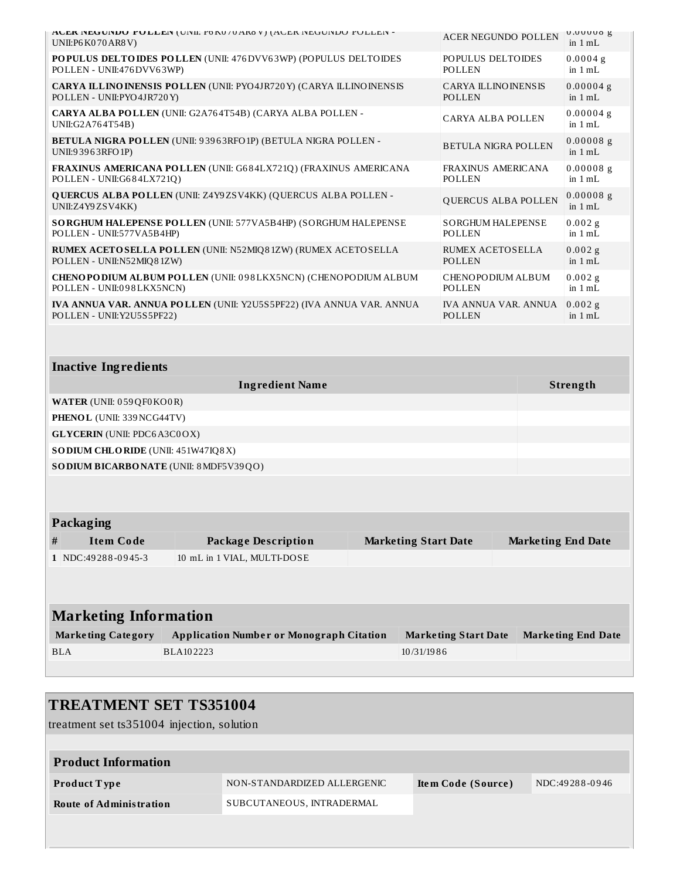| | | |
|---|---|---|
| **ACER NEGUNDO POLLEN** (UNII: P6K070AR8V) (ACER NEGUNDO POLLEN - UNII:P6K070AR8V) | ACER NEGUNDO POLLEN | 0.00008 g in 1 mL |
| **POPULUS DELTOIDES POLLEN** (UNII: 476DVV63WP) (POPULUS DELTOIDES POLLEN - UNII:476DVV63WP) | POPULUS DELTOIDES POLLEN | 0.0004 g in 1 mL |
| **CARYA ILLINOINENSIS POLLEN** (UNII: PYO4JR720Y) (CARYA ILLINOINENSIS POLLEN - UNII:PYO4JR720Y) | CARYA ILLINOINENSIS POLLEN | 0.00004 g in 1 mL |
| **CARYA ALBA POLLEN** (UNII: G2A764T54B) (CARYA ALBA POLLEN - UNII:G2A764T54B) | CARYA ALBA POLLEN | 0.00004 g in 1 mL |
| **BETULA NIGRA POLLEN** (UNII: 93963RFO1P) (BETULA NIGRA POLLEN - UNII:93963RFO1P) | BETULA NIGRA POLLEN | 0.00008 g in 1 mL |
| **FRAXINUS AMERICANA POLLEN** (UNII: G684LX721Q) (FRAXINUS AMERICANA POLLEN - UNII:G684LX721Q) | FRAXINUS AMERICANA POLLEN | 0.00008 g in 1 mL |
| **QUERCUS ALBA POLLEN** (UNII: Z4Y9ZSV4KK) (QUERCUS ALBA POLLEN - UNII:Z4Y9ZSV4KK) | QUERCUS ALBA POLLEN | 0.00008 g in 1 mL |
| **SORGHUM HALEPENSE POLLEN** (UNII: 577VA5B4HP) (SORGHUM HALEPENSE POLLEN - UNII:577VA5B4HP) | SORGHUM HALEPENSE POLLEN | 0.002 g in 1 mL |
| **RUMEX ACETOSELLA POLLEN** (UNII: N52MIQ81ZW) (RUMEX ACETOSELLA POLLEN - UNII:N52MIQ81ZW) | RUMEX ACETOSELLA POLLEN | 0.002 g in 1 mL |
| **CHENOPODIUM ALBUM POLLEN** (UNII: 098LKX5NCN) (CHENOPODIUM ALBUM POLLEN - UNII:098LKX5NCN) | CHENOPODIUM ALBUM POLLEN | 0.002 g in 1 mL |
| **IVA ANNUA VAR. ANNUA POLLEN** (UNII: Y2U5S5PF22) (IVA ANNUA VAR. ANNUA POLLEN - UNII:Y2U5S5PF22) | IVA ANNUA VAR. ANNUA POLLEN | 0.002 g in 1 mL |

**Inactive Ingredients**

| Ingredient Name | Strength |
|---|---|
| **WATER** (UNII: 059QF0KO0R) | |
| **PHENOL** (UNII: 339NCG44TV) | |
| **GLYCERIN** (UNII: PDC6A3C0OX) | |
| **SODIUM CHLORIDE** (UNII: 451W47IQ8X) | |
| **SODIUM BICARBONATE** (UNII: 8MDF5V39QO) | |

**Packaging**

| # | Item Code | Package Description | Marketing Start Date | Marketing End Date |
|---|---|---|---|---|
| 1 | NDC:49288-0945-3 | 10 mL in 1 VIAL, MULTI-DOSE | | |

## Marketing Information

| Marketing Category | Application Number or Monograph Citation | Marketing Start Date | Marketing End Date |
|---|---|---|---|
| BLA | BLA102223 | 10/31/1986 | |

## TREATMENT SET TS351004

treatment set ts351004 injection, solution

**Product Information**

| | | | |
|---|---|---|---|
| **Product Type** | NON-STANDARDIZED ALLERGENIC | **Item Code (Source)** | NDC:49288-0946 |
| **Route of Administration** | SUBCUTANEOUS, INTRADERMAL | | |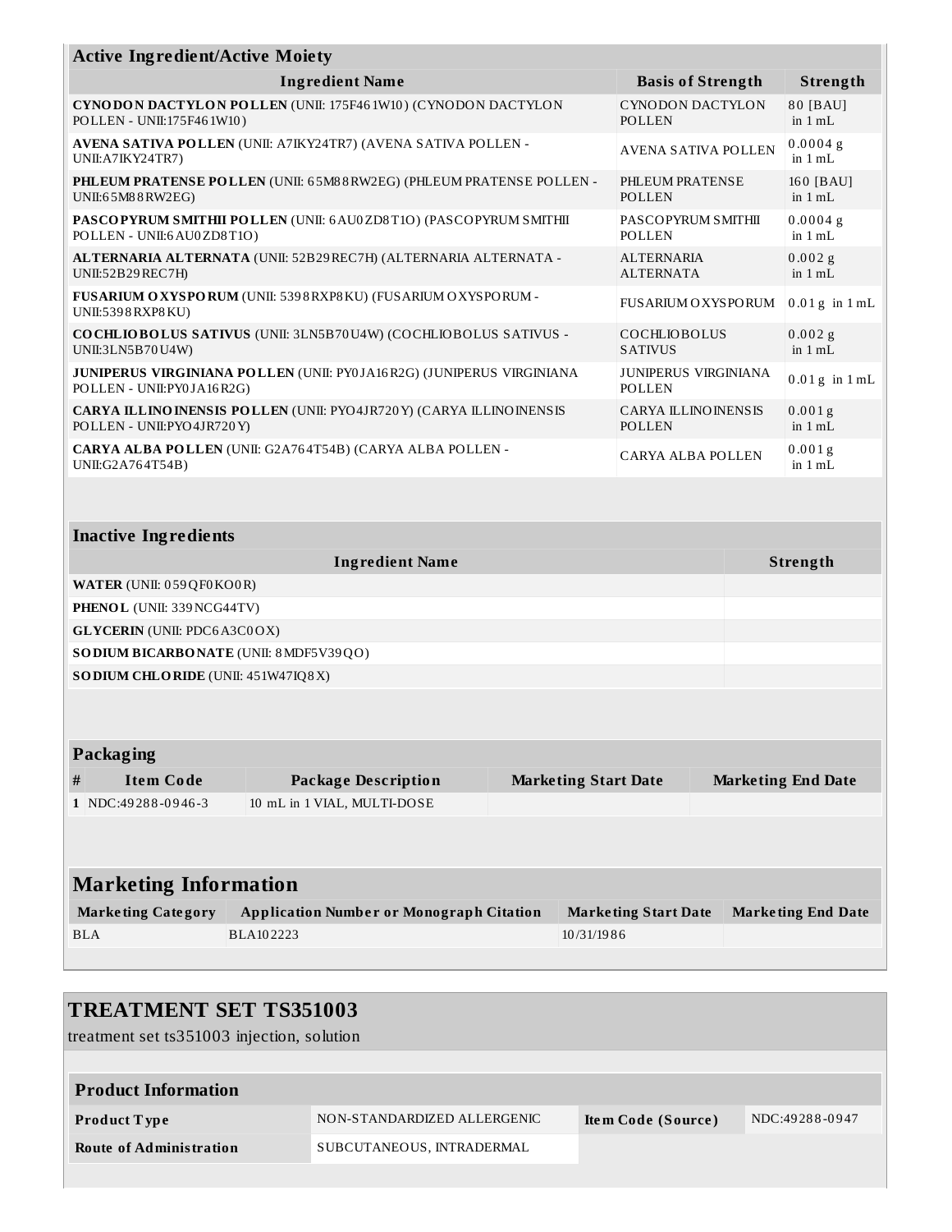| Active Ingredient/Active Moiety | | |
|---|---|---|
| **Ingredient Name** | **Basis of Strength** | **Strength** |
| **CYNODON DACTYLON POLLEN** (UNII: 175F461W10) (CYNODON DACTYLON POLLEN - UNII:175F461W10) | CYNODON DACTYLON POLLEN | 80 [BAU] in 1 mL |
| **AVENA SATIVA POLLEN** (UNII: A7IKY24TR7) (AVENA SATIVA POLLEN - UNII:A7IKY24TR7) | AVENA SATIVA POLLEN | 0.0004 g in 1 mL |
| **PHLEUM PRATENSE POLLEN** (UNII: 65M88RW2EG) (PHLEUM PRATENSE POLLEN - UNII:65M88RW2EG) | PHLEUM PRATENSE POLLEN | 160 [BAU] in 1 mL |
| **PASCOPYRUM SMITHII POLLEN** (UNII: 6AU0ZD8T1O) (PASCOPYRUM SMITHII POLLEN - UNII:6AU0ZD8T1O) | PASCOPYRUM SMITHII POLLEN | 0.0004 g in 1 mL |
| **ALTERNARIA ALTERNATA** (UNII: 52B29REC7H) (ALTERNARIA ALTERNATA - UNII:52B29REC7H) | ALTERNARIA ALTERNATA | 0.002 g in 1 mL |
| **FUSARIUM OXYSPORUM** (UNII: 5398RXP8KU) (FUSARIUM OXYSPORUM - UNII:5398RXP8KU) | FUSARIUM OXYSPORUM | 0.01 g in 1 mL |
| **COCHLIOBOLUS SATIVUS** (UNII: 3LN5B70U4W) (COCHLIOBOLUS SATIVUS - UNII:3LN5B70U4W) | COCHLIOBOLUS SATIVUS | 0.002 g in 1 mL |
| **JUNIPERUS VIRGINIANA POLLEN** (UNII: PY0JA16R2G) (JUNIPERUS VIRGINIANA POLLEN - UNII:PY0JA16R2G) | JUNIPERUS VIRGINIANA POLLEN | 0.01 g in 1 mL |
| **CARYA ILLINOINENSIS POLLEN** (UNII: PYO4JR720Y) (CARYA ILLINOINENSIS POLLEN - UNII:PYO4JR720Y) | CARYA ILLINOINENSIS POLLEN | 0.001 g in 1 mL |
| **CARYA ALBA POLLEN** (UNII: G2A764T54B) (CARYA ALBA POLLEN - UNII:G2A764T54B) | CARYA ALBA POLLEN | 0.001 g in 1 mL |

| Inactive Ingredients | |
|---|---|
| **Ingredient Name** | **Strength** |
| **WATER** (UNII: 059QF0KO0R) | |
| **PHENOL** (UNII: 339NCG44TV) | |
| **GLYCERIN** (UNII: PDC6A3C0OX) | |
| **SODIUM BICARBONATE** (UNII: 8MDF5V39QO) | |
| **SODIUM CHLORIDE** (UNII: 451W47IQ8X) | |

| Packaging | | | | |
|---|---|---|---|---|
| **#** | **Item Code** | **Package Description** | **Marketing Start Date** | **Marketing End Date** |
| 1 | NDC:49288-0946-3 | 10 mL in 1 VIAL, MULTI-DOSE | | |

| Marketing Information | | | |
|---|---|---|---|
| **Marketing Category** | **Application Number or Monograph Citation** | **Marketing Start Date** | **Marketing End Date** |
| BLA | BLA102223 | 10/31/1986 | |

## TREATMENT SET TS351003

treatment set ts351003 injection, solution

| Product Information | | | |
|---|---|---|---|
| **Product Type** | NON-STANDARDIZED ALLERGENIC | **Item Code (Source)** | NDC:49288-0947 |
| **Route of Administration** | SUBCUTANEOUS, INTRADERMAL | | |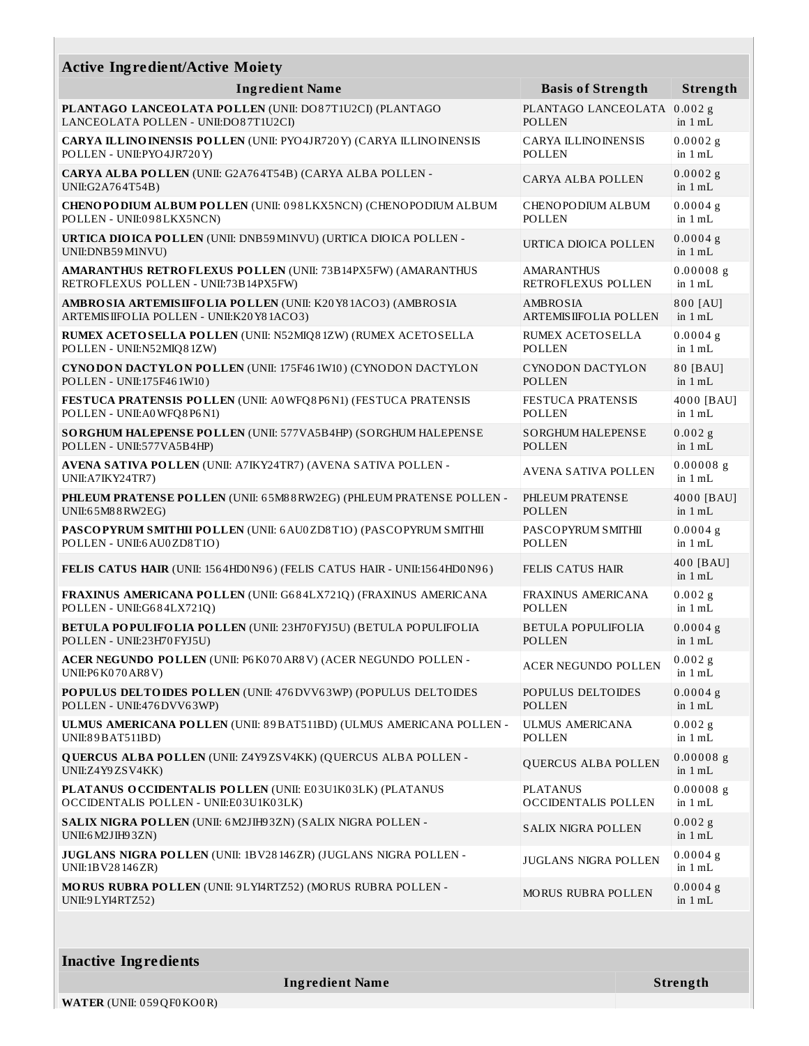| Active Ingredient/Active Moiety | | |
|---|---|---|
| **Ingredient Name** | **Basis of Strength** | **Strength** |
| **PLANTAGO LANCEOLATA POLLEN** (UNII: DO87T1U2CI) (PLANTAGO LANCEOLATA POLLEN - UNII:DO87T1U2CI) | PLANTAGO LANCEOLATA POLLEN | 0.002 g in 1 mL |
| **CARYA ILLINOINENSIS POLLEN** (UNII: PYO4JR720Y) (CARYA ILLINOINENSIS POLLEN - UNII:PYO4JR720Y) | CARYA ILLINOINENSIS POLLEN | 0.0002 g in 1 mL |
| **CARYA ALBA POLLEN** (UNII: G2A764T54B) (CARYA ALBA POLLEN - UNII:G2A764T54B) | CARYA ALBA POLLEN | 0.0002 g in 1 mL |
| **CHENOPODIUM ALBUM POLLEN** (UNII: 098LKX5NCN) (CHENOPODIUM ALBUM POLLEN - UNII:098LKX5NCN) | CHENOPODIUM ALBUM POLLEN | 0.0004 g in 1 mL |
| **URTICA DIOICA POLLEN** (UNII: DNB59M1NVU) (URTICA DIOICA POLLEN - UNII:DNB59M1NVU) | URTICA DIOICA POLLEN | 0.0004 g in 1 mL |
| **AMARANTHUS RETROFLEXUS POLLEN** (UNII: 73B14PX5FW) (AMARANTHUS RETROFLEXUS POLLEN - UNII:73B14PX5FW) | AMARANTHUS RETROFLEXUS POLLEN | 0.00008 g in 1 mL |
| **AMBROSIA ARTEMISIIFOLIA POLLEN** (UNII: K20Y81ACO3) (AMBROSIA ARTEMISIIFOLIA POLLEN - UNII:K20Y81ACO3) | AMBROSIA ARTEMISIIFOLIA POLLEN | 800 [AU] in 1 mL |
| **RUMEX ACETOSELLA POLLEN** (UNII: N52MIQ81ZW) (RUMEX ACETOSELLA POLLEN - UNII:N52MIQ81ZW) | RUMEX ACETOSELLA POLLEN | 0.0004 g in 1 mL |
| **CYNODON DACTYLON POLLEN** (UNII: 175F461W10) (CYNODON DACTYLON POLLEN - UNII:175F461W10) | CYNODON DACTYLON POLLEN | 80 [BAU] in 1 mL |
| **FESTUCA PRATENSIS POLLEN** (UNII: A0WFQ8P6N1) (FESTUCA PRATENSIS POLLEN - UNII:A0WFQ8P6N1) | FESTUCA PRATENSIS POLLEN | 4000 [BAU] in 1 mL |
| **SORGHUM HALEPENSE POLLEN** (UNII: 577VA5B4HP) (SORGHUM HALEPENSE POLLEN - UNII:577VA5B4HP) | SORGHUM HALEPENSE POLLEN | 0.002 g in 1 mL |
| **AVENA SATIVA POLLEN** (UNII: A7IKY24TR7) (AVENA SATIVA POLLEN - UNII:A7IKY24TR7) | AVENA SATIVA POLLEN | 0.00008 g in 1 mL |
| **PHLEUM PRATENSE POLLEN** (UNII: 65M88RW2EG) (PHLEUM PRATENSE POLLEN - UNII:65M88RW2EG) | PHLEUM PRATENSE POLLEN | 4000 [BAU] in 1 mL |
| **PASCOPYRUM SMITHII POLLEN** (UNII: 6AU0ZD8T1O) (PASCOPYRUM SMITHII POLLEN - UNII:6AU0ZD8T1O) | PASCOPYRUM SMITHII POLLEN | 0.0004 g in 1 mL |
| **FELIS CATUS HAIR** (UNII: 1564HD0N96) (FELIS CATUS HAIR - UNII:1564HD0N96) | FELIS CATUS HAIR | 400 [BAU] in 1 mL |
| **FRAXINUS AMERICANA POLLEN** (UNII: G684LX721Q) (FRAXINUS AMERICANA POLLEN - UNII:G684LX721Q) | FRAXINUS AMERICANA POLLEN | 0.002 g in 1 mL |
| **BETULA POPULIFOLIA POLLEN** (UNII: 23H70FYJ5U) (BETULA POPULIFOLIA POLLEN - UNII:23H70FYJ5U) | BETULA POPULIFOLIA POLLEN | 0.0004 g in 1 mL |
| **ACER NEGUNDO POLLEN** (UNII: P6K070AR8V) (ACER NEGUNDO POLLEN - UNII:P6K070AR8V) | ACER NEGUNDO POLLEN | 0.002 g in 1 mL |
| **POPULUS DELTOIDES POLLEN** (UNII: 476DVV63WP) (POPULUS DELTOIDES POLLEN - UNII:476DVV63WP) | POPULUS DELTOIDES POLLEN | 0.0004 g in 1 mL |
| **ULMUS AMERICANA POLLEN** (UNII: 89BAT511BD) (ULMUS AMERICANA POLLEN - UNII:89BAT511BD) | ULMUS AMERICANA POLLEN | 0.002 g in 1 mL |
| **QUERCUS ALBA POLLEN** (UNII: Z4Y9ZSV4KK) (QUERCUS ALBA POLLEN - UNII:Z4Y9ZSV4KK) | QUERCUS ALBA POLLEN | 0.00008 g in 1 mL |
| **PLATANUS OCCIDENTALIS POLLEN** (UNII: E03U1K03LK) (PLATANUS OCCIDENTALIS POLLEN - UNII:E03U1K03LK) | PLATANUS OCCIDENTALIS POLLEN | 0.00008 g in 1 mL |
| **SALIX NIGRA POLLEN** (UNII: 6M2JIH93ZN) (SALIX NIGRA POLLEN - UNII:6M2JIH93ZN) | SALIX NIGRA POLLEN | 0.002 g in 1 mL |
| **JUGLANS NIGRA POLLEN** (UNII: 1BV28146ZR) (JUGLANS NIGRA POLLEN - UNII:1BV28146ZR) | JUGLANS NIGRA POLLEN | 0.0004 g in 1 mL |
| **MORUS RUBRA POLLEN** (UNII: 9LYI4RTZ52) (MORUS RUBRA POLLEN - UNII:9LYI4RTZ52) | MORUS RUBRA POLLEN | 0.0004 g in 1 mL |

| Inactive Ingredients | |
|---|---|
| **Ingredient Name** | **Strength** |
| **WATER** (UNII: 059QF0KO0R) | |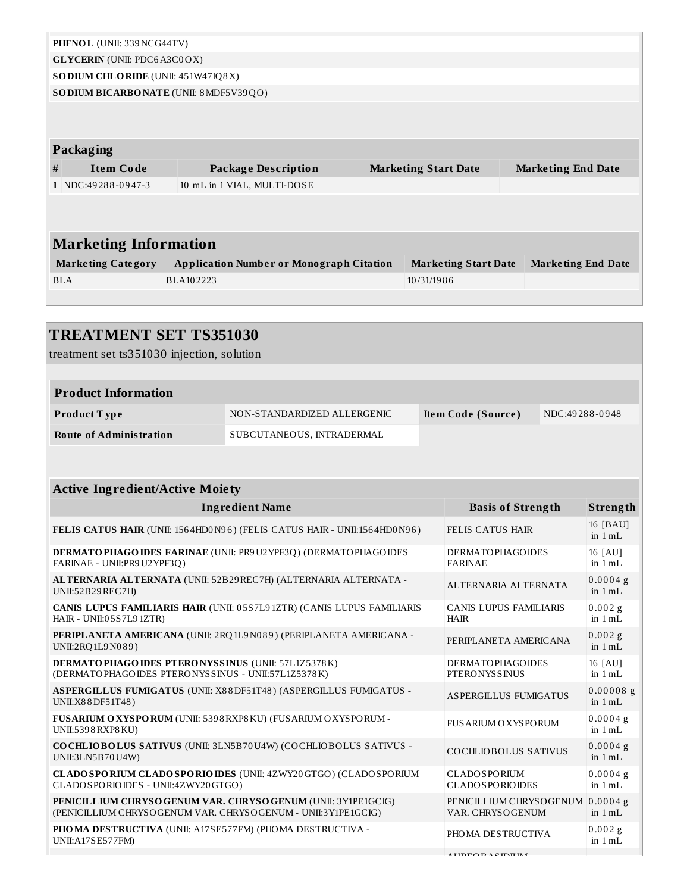| | |
|---|---|
| **PHENOL** (UNII: 339NCG44TV) | |
| **GLYCERIN** (UNII: PDC6A3C0OX) | |
| **SODIUM CHLORIDE** (UNII: 451W47IQ8X) | |
| **SODIUM BICARBONATE** (UNII: 8MDF5V39QO) | |

### Packaging

| # | Item Code | Package Description | Marketing Start Date | Marketing End Date |
|---|---|---|---|---|
| 1 | NDC:49288-0947-3 | 10 mL in 1 VIAL, MULTI-DOSE | | |

### Marketing Information

| Marketing Category | Application Number or Monograph Citation | Marketing Start Date | Marketing End Date |
|---|---|---|---|
| BLA | BLA102223 | 10/31/1986 | |

## TREATMENT SET TS351030

treatment set ts351030 injection, solution

### Product Information

| | | | |
|---|---|---|---|
| **Product Type** | NON-STANDARDIZED ALLERGENIC | **Item Code (Source)** | NDC:49288-0948 |
| **Route of Administration** | SUBCUTANEOUS, INTRADERMAL | | |

### Active Ingredient/Active Moiety

| Ingredient Name | Basis of Strength | Strength |
|---|---|---|
| **FELIS CATUS HAIR** (UNII: 1564HD0N96) (FELIS CATUS HAIR - UNII:1564HD0N96) | FELIS CATUS HAIR | 16 [BAU] in 1 mL |
| **DERMATOPHAGOIDES FARINAE** (UNII: PR9U2YPF3Q) (DERMATOPHAGOIDES FARINAE - UNII:PR9U2YPF3Q) | DERMATOPHAGOIDES FARINAE | 16 [AU] in 1 mL |
| **ALTERNARIA ALTERNATA** (UNII: 52B29REC7H) (ALTERNARIA ALTERNATA - UNII:52B29REC7H) | ALTERNARIA ALTERNATA | 0.0004 g in 1 mL |
| **CANIS LUPUS FAMILIARIS HAIR** (UNII: 05S7L91ZTR) (CANIS LUPUS FAMILIARIS HAIR - UNII:05S7L91ZTR) | CANIS LUPUS FAMILIARIS HAIR | 0.002 g in 1 mL |
| **PERIPLANETA AMERICANA** (UNII: 2RQ1L9N089) (PERIPLANETA AMERICANA - UNII:2RQ1L9N089) | PERIPLANETA AMERICANA | 0.002 g in 1 mL |
| **DERMATOPHAGOIDES PTERONYSSINUS** (UNII: 57L1Z5378K) (DERMATOPHAGOIDES PTERONYSSINUS - UNII:57L1Z5378K) | DERMATOPHAGOIDES PTERONYSSINUS | 16 [AU] in 1 mL |
| **ASPERGILLUS FUMIGATUS** (UNII: X88DF51T48) (ASPERGILLUS FUMIGATUS - UNII:X88DF51T48) | ASPERGILLUS FUMIGATUS | 0.00008 g in 1 mL |
| **FUSARIUM OXYSPORUM** (UNII: 5398RXP8KU) (FUSARIUM OXYSPORUM - UNII:5398RXP8KU) | FUSARIUM OXYSPORUM | 0.0004 g in 1 mL |
| **COCHLIOBOLUS SATIVUS** (UNII: 3LN5B70U4W) (COCHLIOBOLUS SATIVUS - UNII:3LN5B70U4W) | COCHLIOBOLUS SATIVUS | 0.0004 g in 1 mL |
| **CLADOSPORIUM CLADOSPORIOIDES** (UNII: 4ZWY20GTGO) (CLADOSPORIUM CLADOSPORIOIDES - UNII:4ZWY20GTGO) | CLADOSPORIUM CLADOSPORIOIDES | 0.0004 g in 1 mL |
| **PENICILLIUM CHRYSOGENUM VAR. CHRYSOGENUM** (UNII: 3Y1PE1GCIG) (PENICILLIUM CHRYSOGENUM VAR. CHRYSOGENUM - UNII:3Y1PE1GCIG) | PENICILLIUM CHRYSOGENUM VAR. CHRYSOGENUM | 0.0004 g in 1 mL |
| **PHOMA DESTRUCTIVA** (UNII: A17SE577FM) (PHOMA DESTRUCTIVA - UNII:A17SE577FM) | PHOMA DESTRUCTIVA | 0.002 g in 1 mL |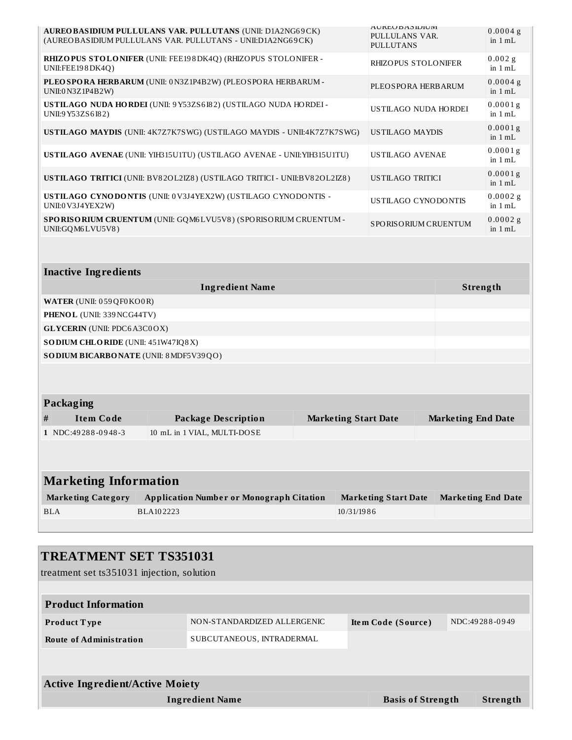| | | |
|---|---|---|
| **AUREOBASIDIUM PULLULANS VAR. PULLUTANS** (UNII: D1A2NG69CK) (AUREOBASIDIUM PULLULANS VAR. PULLUTANS - UNII:D1A2NG69CK) | AUREOBASIDIUM PULLULANS VAR. PULLUTANS | 0.0004 g in 1 mL |
| **RHIZOPUS STOLONIFER** (UNII: FEE198DK4Q) (RHIZOPUS STOLONIFER - UNII:FEE198DK4Q) | RHIZOPUS STOLONIFER | 0.002 g in 1 mL |
| **PLEOSPORA HERBARUM** (UNII: 0N3Z1P4B2W) (PLEOSPORA HERBARUM - UNII:0N3Z1P4B2W) | PLEOSPORA HERBARUM | 0.0004 g in 1 mL |
| **USTILAGO NUDA HORDEI** (UNII: 9Y53ZS6I82) (USTILAGO NUDA HORDEI - UNII:9Y53ZS6I82) | USTILAGO NUDA HORDEI | 0.0001 g in 1 mL |
| **USTILAGO MAYDIS** (UNII: 4K7Z7K7SWG) (USTILAGO MAYDIS - UNII:4K7Z7K7SWG) | USTILAGO MAYDIS | 0.0001 g in 1 mL |
| **USTILAGO AVENAE** (UNII: YIH315U1TU) (USTILAGO AVENAE - UNII:YIH315U1TU) | USTILAGO AVENAE | 0.0001 g in 1 mL |
| **USTILAGO TRITICI** (UNII: BV82OL2IZ8) (USTILAGO TRITICI - UNII:BV82OL2IZ8) | USTILAGO TRITICI | 0.0001 g in 1 mL |
| **USTILAGO CYNODONTIS** (UNII: 0V3J4YEX2W) (USTILAGO CYNODONTIS - UNII:0V3J4YEX2W) | USTILAGO CYNODONTIS | 0.0002 g in 1 mL |
| **SPORISORIUM CRUENTUM** (UNII: GQM6LVU5V8) (SPORISORIUM CRUENTUM - UNII:GQM6LVU5V8) | SPORISORIUM CRUENTUM | 0.0002 g in 1 mL |

### Inactive Ingredients

| Ingredient Name | Strength |
|---|---|
| **WATER** (UNII: 059QF0KO0R) | |
| **PHENOL** (UNII: 339NCG44TV) | |
| **GLYCERIN** (UNII: PDC6A3C0OX) | |
| **SODIUM CHLORIDE** (UNII: 451W47IQ8X) | |
| **SODIUM BICARBONATE** (UNII: 8MDF5V39QO) | |

### Packaging

| # | Item Code | Package Description | Marketing Start Date | Marketing End Date |
|---|---|---|---|---|
| 1 | NDC:49288-0948-3 | 10 mL in 1 VIAL, MULTI-DOSE | | |

### Marketing Information

| Marketing Category | Application Number or Monograph Citation | Marketing Start Date | Marketing End Date |
|---|---|---|---|
| BLA | BLA102223 | 10/31/1986 | |

## TREATMENT SET TS351031

treatment set ts351031 injection, solution

### Product Information

| | | | |
|---|---|---|---|
| **Product Type** | NON-STANDARDIZED ALLERGENIC | **Item Code (Source)** | NDC:49288-0949 |
| **Route of Administration** | SUBCUTANEOUS, INTRADERMAL | | |

### Active Ingredient/Active Moiety

| Ingredient Name | Basis of Strength | Strength |
|---|---|---|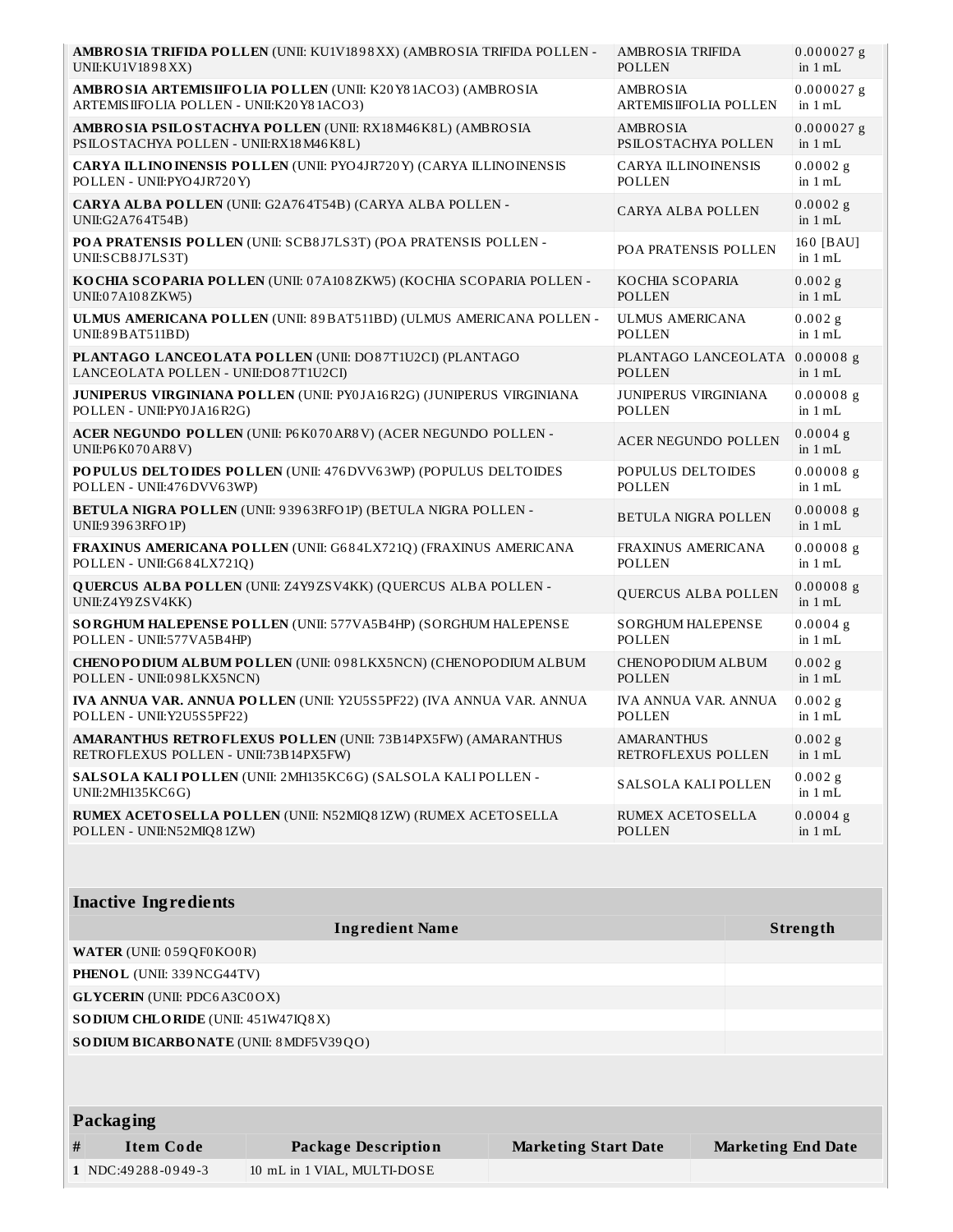| | | |
|---|---|---|
| **AMBROSIA TRIFIDA POLLEN** (UNII: KU1V1898XX) (AMBROSIA TRIFIDA POLLEN - UNII:KU1V1898XX) | AMBROSIA TRIFIDA POLLEN | 0.000027 g in 1 mL |
| **AMBROSIA ARTEMISIIFOLIA POLLEN** (UNII: K20Y81ACO3) (AMBROSIA ARTEMISIIFOLIA POLLEN - UNII:K20Y81ACO3) | AMBROSIA ARTEMISIIFOLIA POLLEN | 0.000027 g in 1 mL |
| **AMBROSIA PSILOSTACHYA POLLEN** (UNII: RX18M46K8L) (AMBROSIA PSILOSTACHYA POLLEN - UNII:RX18M46K8L) | AMBROSIA PSILOSTACHYA POLLEN | 0.000027 g in 1 mL |
| **CARYA ILLINOINENSIS POLLEN** (UNII: PYO4JR720Y) (CARYA ILLINOINENSIS POLLEN - UNII:PYO4JR720Y) | CARYA ILLINOINENSIS POLLEN | 0.0002 g in 1 mL |
| **CARYA ALBA POLLEN** (UNII: G2A764T54B) (CARYA ALBA POLLEN - UNII:G2A764T54B) | CARYA ALBA POLLEN | 0.0002 g in 1 mL |
| **POA PRATENSIS POLLEN** (UNII: SCB8J7LS3T) (POA PRATENSIS POLLEN - UNII:SCB8J7LS3T) | POA PRATENSIS POLLEN | 160 [BAU] in 1 mL |
| **KOCHIA SCOPARIA POLLEN** (UNII: 07A108ZKW5) (KOCHIA SCOPARIA POLLEN - UNII:07A108ZKW5) | KOCHIA SCOPARIA POLLEN | 0.002 g in 1 mL |
| **ULMUS AMERICANA POLLEN** (UNII: 89BAT511BD) (ULMUS AMERICANA POLLEN - UNII:89BAT511BD) | ULMUS AMERICANA POLLEN | 0.002 g in 1 mL |
| **PLANTAGO LANCEOLATA POLLEN** (UNII: DO87T1U2CI) (PLANTAGO LANCEOLATA POLLEN - UNII:DO87T1U2CI) | PLANTAGO LANCEOLATA POLLEN | 0.00008 g in 1 mL |
| **JUNIPERUS VIRGINIANA POLLEN** (UNII: PY0JA16R2G) (JUNIPERUS VIRGINIANA POLLEN - UNII:PY0JA16R2G) | JUNIPERUS VIRGINIANA POLLEN | 0.00008 g in 1 mL |
| **ACER NEGUNDO POLLEN** (UNII: P6K070AR8V) (ACER NEGUNDO POLLEN - UNII:P6K070AR8V) | ACER NEGUNDO POLLEN | 0.0004 g in 1 mL |
| **POPULUS DELTOIDES POLLEN** (UNII: 476DVV63WP) (POPULUS DELTOIDES POLLEN - UNII:476DVV63WP) | POPULUS DELTOIDES POLLEN | 0.00008 g in 1 mL |
| **BETULA NIGRA POLLEN** (UNII: 93963RFO1P) (BETULA NIGRA POLLEN - UNII:93963RFO1P) | BETULA NIGRA POLLEN | 0.00008 g in 1 mL |
| **FRAXINUS AMERICANA POLLEN** (UNII: G684LX721Q) (FRAXINUS AMERICANA POLLEN - UNII:G684LX721Q) | FRAXINUS AMERICANA POLLEN | 0.00008 g in 1 mL |
| **QUERCUS ALBA POLLEN** (UNII: Z4Y9ZSV4KK) (QUERCUS ALBA POLLEN - UNII:Z4Y9ZSV4KK) | QUERCUS ALBA POLLEN | 0.00008 g in 1 mL |
| **SORGHUM HALEPENSE POLLEN** (UNII: 577VA5B4HP) (SORGHUM HALEPENSE POLLEN - UNII:577VA5B4HP) | SORGHUM HALEPENSE POLLEN | 0.0004 g in 1 mL |
| **CHENOPODIUM ALBUM POLLEN** (UNII: 098LKX5NCN) (CHENOPODIUM ALBUM POLLEN - UNII:098LKX5NCN) | CHENOPODIUM ALBUM POLLEN | 0.002 g in 1 mL |
| **IVA ANNUA VAR. ANNUA POLLEN** (UNII: Y2U5S5PF22) (IVA ANNUA VAR. ANNUA POLLEN - UNII:Y2U5S5PF22) | IVA ANNUA VAR. ANNUA POLLEN | 0.002 g in 1 mL |
| **AMARANTHUS RETROFLEXUS POLLEN** (UNII: 73B14PX5FW) (AMARANTHUS RETROFLEXUS POLLEN - UNII:73B14PX5FW) | AMARANTHUS RETROFLEXUS POLLEN | 0.002 g in 1 mL |
| **SALSOLA KALI POLLEN** (UNII: 2MH135KC6G) (SALSOLA KALI POLLEN - UNII:2MH135KC6G) | SALSOLA KALI POLLEN | 0.002 g in 1 mL |
| **RUMEX ACETOSELLA POLLEN** (UNII: N52MIQ81ZW) (RUMEX ACETOSELLA POLLEN - UNII:N52MIQ81ZW) | RUMEX ACETOSELLA POLLEN | 0.0004 g in 1 mL |

| Inactive Ingredients | |
|---|---|
| **Ingredient Name** | **Strength** |
| **WATER** (UNII: 059QF0KO0R) | |
| **PHENOL** (UNII: 339NCG44TV) | |
| **GLYCERIN** (UNII: PDC6A3C0OX) | |
| **SODIUM CHLORIDE** (UNII: 451W47IQ8X) | |
| **SODIUM BICARBONATE** (UNII: 8MDF5V39QO) | |

| Packaging | | | | |
|---|---|---|---|---|
| **#** | **Item Code** | **Package Description** | **Marketing Start Date** | **Marketing End Date** |
| 1 | NDC:49288-0949-3 | 10 mL in 1 VIAL, MULTI-DOSE | | |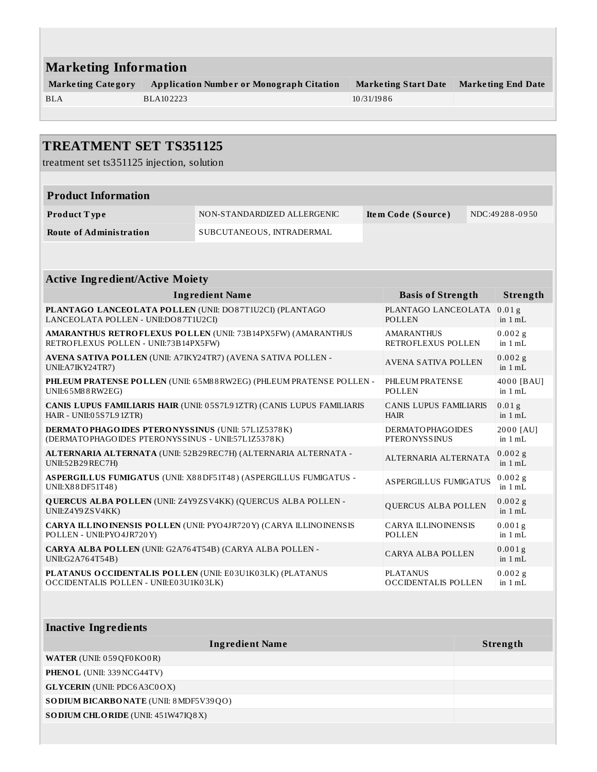## Marketing Information

| Marketing Category | Application Number or Monograph Citation | Marketing Start Date | Marketing End Date |
|---|---|---|---|
| BLA | BLA102223 | 10/31/1986 | |

## TREATMENT SET TS351125

treatment set ts351125 injection, solution

### Product Information

| | | | |
|---|---|---|---|
| **Product Type** | NON-STANDARDIZED ALLERGENIC | **Item Code (Source)** | NDC:49288-0950 |
| **Route of Administration** | SUBCUTANEOUS, INTRADERMAL | | |

### Active Ingredient/Active Moiety

| Ingredient Name | Basis of Strength | Strength |
|---|---|---|
| **PLANTAGO LANCEOLATA POLLEN** (UNII: DO87T1U2CI) (PLANTAGO LANCEOLATA POLLEN - UNII:DO87T1U2CI) | PLANTAGO LANCEOLATA POLLEN | 0.01 g in 1 mL |
| **AMARANTHUS RETROFLEXUS POLLEN** (UNII: 73B14PX5FW) (AMARANTHUS RETROFLEXUS POLLEN - UNII:73B14PX5FW) | AMARANTHUS RETROFLEXUS POLLEN | 0.002 g in 1 mL |
| **AVENA SATIVA POLLEN** (UNII: A7IKY24TR7) (AVENA SATIVA POLLEN - UNII:A7IKY24TR7) | AVENA SATIVA POLLEN | 0.002 g in 1 mL |
| **PHLEUM PRATENSE POLLEN** (UNII: 65M88RW2EG) (PHLEUM PRATENSE POLLEN - UNII:65M88RW2EG) | PHLEUM PRATENSE POLLEN | 4000 [BAU] in 1 mL |
| **CANIS LUPUS FAMILIARIS HAIR** (UNII: 05S7L91ZTR) (CANIS LUPUS FAMILIARIS HAIR - UNII:05S7L91ZTR) | CANIS LUPUS FAMILIARIS HAIR | 0.01 g in 1 mL |
| **DERMATOPHAGOIDES PTERONYSSINUS** (UNII: 57L1Z5378K) (DERMATOPHAGOIDES PTERONYSSINUS - UNII:57L1Z5378K) | DERMATOPHAGOIDES PTERONYSSINUS | 2000 [AU] in 1 mL |
| **ALTERNARIA ALTERNATA** (UNII: 52B29REC7H) (ALTERNARIA ALTERNATA - UNII:52B29REC7H) | ALTERNARIA ALTERNATA | 0.002 g in 1 mL |
| **ASPERGILLUS FUMIGATUS** (UNII: X88DF51T48) (ASPERGILLUS FUMIGATUS - UNII:X88DF51T48) | ASPERGILLUS FUMIGATUS | 0.002 g in 1 mL |
| **QUERCUS ALBA POLLEN** (UNII: Z4Y9ZSV4KK) (QUERCUS ALBA POLLEN - UNII:Z4Y9ZSV4KK) | QUERCUS ALBA POLLEN | 0.002 g in 1 mL |
| **CARYA ILLINOINENSIS POLLEN** (UNII: PYO4JR720Y) (CARYA ILLINOINENSIS POLLEN - UNII:PYO4JR720Y) | CARYA ILLINOINENSIS POLLEN | 0.001 g in 1 mL |
| **CARYA ALBA POLLEN** (UNII: G2A764T54B) (CARYA ALBA POLLEN - UNII:G2A764T54B) | CARYA ALBA POLLEN | 0.001 g in 1 mL |
| **PLATANUS OCCIDENTALIS POLLEN** (UNII: E03U1K03LK) (PLATANUS OCCIDENTALIS POLLEN - UNII:E03U1K03LK) | PLATANUS OCCIDENTALIS POLLEN | 0.002 g in 1 mL |

### Inactive Ingredients

| Ingredient Name | Strength |
|---|---|
| **WATER** (UNII: 059QF0KO0R) | |
| **PHENOL** (UNII: 339NCG44TV) | |
| **GLYCERIN** (UNII: PDC6A3C0OX) | |
| **SODIUM BICARBONATE** (UNII: 8MDF5V39QO) | |
| **SODIUM CHLORIDE** (UNII: 451W47IQ8X) | |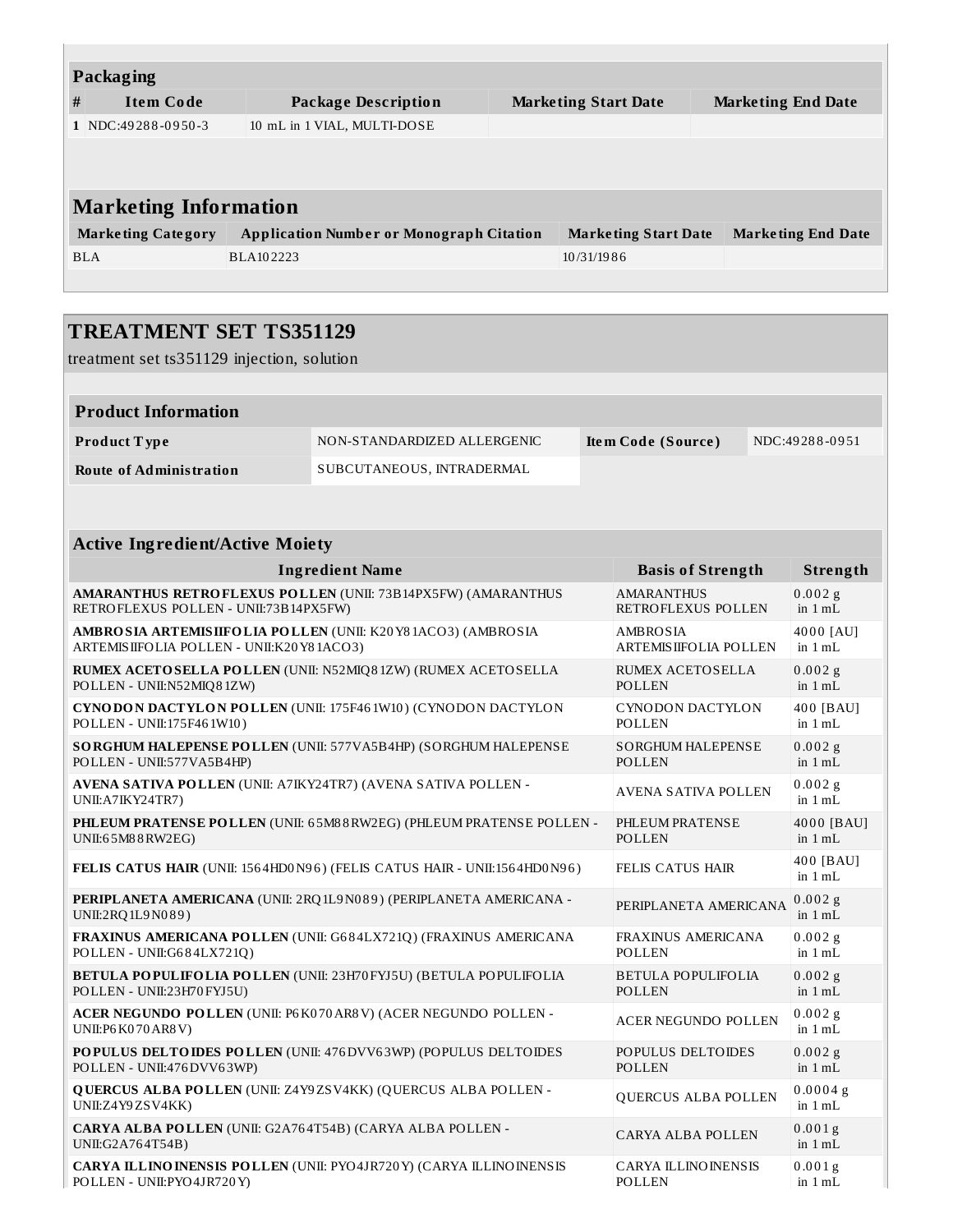## Packaging

| # | Item Code | Package Description | Marketing Start Date | Marketing End Date |
|---|---|---|---|---|
| 1 | NDC:49288-0950-3 | 10 mL in 1 VIAL, MULTI-DOSE | | |

## Marketing Information

| Marketing Category | Application Number or Monograph Citation | Marketing Start Date | Marketing End Date |
|---|---|---|---|
| BLA | BLA102223 | 10/31/1986 | |

# TREATMENT SET TS351129

treatment set ts351129 injection, solution

## Product Information

| Product Type | NON-STANDARDIZED ALLERGENIC | Item Code (Source) | NDC:49288-0951 |
|---|---|---|---|
| Route of Administration | SUBCUTANEOUS, INTRADERMAL | | |

## Active Ingredient/Active Moiety

| Ingredient Name | Basis of Strength | Strength |
|---|---|---|
| **AMARANTHUS RETROFLEXUS POLLEN** (UNII: 73B14PX5FW) (AMARANTHUS RETROFLEXUS POLLEN - UNII:73B14PX5FW) | AMARANTHUS RETROFLEXUS POLLEN | 0.002 g in 1 mL |
| **AMBROSIA ARTEMISIIFOLIA POLLEN** (UNII: K20Y81ACO3) (AMBROSIA ARTEMISIIFOLIA POLLEN - UNII:K20Y81ACO3) | AMBROSIA ARTEMISIIFOLIA POLLEN | 4000 [AU] in 1 mL |
| **RUMEX ACETOSELLA POLLEN** (UNII: N52MIQ81ZW) (RUMEX ACETOSELLA POLLEN - UNII:N52MIQ81ZW) | RUMEX ACETOSELLA POLLEN | 0.002 g in 1 mL |
| **CYNODON DACTYLON POLLEN** (UNII: 175F461W10) (CYNODON DACTYLON POLLEN - UNII:175F461W10) | CYNODON DACTYLON POLLEN | 400 [BAU] in 1 mL |
| **SORGHUM HALEPENSE POLLEN** (UNII: 577VA5B4HP) (SORGHUM HALEPENSE POLLEN - UNII:577VA5B4HP) | SORGHUM HALEPENSE POLLEN | 0.002 g in 1 mL |
| **AVENA SATIVA POLLEN** (UNII: A7IKY24TR7) (AVENA SATIVA POLLEN - UNII:A7IKY24TR7) | AVENA SATIVA POLLEN | 0.002 g in 1 mL |
| **PHLEUM PRATENSE POLLEN** (UNII: 65M88RW2EG) (PHLEUM PRATENSE POLLEN - UNII:65M88RW2EG) | PHLEUM PRATENSE POLLEN | 4000 [BAU] in 1 mL |
| **FELIS CATUS HAIR** (UNII: 1564HD0N96) (FELIS CATUS HAIR - UNII:1564HD0N96) | FELIS CATUS HAIR | 400 [BAU] in 1 mL |
| **PERIPLANETA AMERICANA** (UNII: 2RQ1L9N089) (PERIPLANETA AMERICANA - UNII:2RQ1L9N089) | PERIPLANETA AMERICANA | 0.002 g in 1 mL |
| **FRAXINUS AMERICANA POLLEN** (UNII: G684LX721Q) (FRAXINUS AMERICANA POLLEN - UNII:G684LX721Q) | FRAXINUS AMERICANA POLLEN | 0.002 g in 1 mL |
| **BETULA POPULIFOLIA POLLEN** (UNII: 23H70FYJ5U) (BETULA POPULIFOLIA POLLEN - UNII:23H70FYJ5U) | BETULA POPULIFOLIA POLLEN | 0.002 g in 1 mL |
| **ACER NEGUNDO POLLEN** (UNII: P6K070AR8V) (ACER NEGUNDO POLLEN - UNII:P6K070AR8V) | ACER NEGUNDO POLLEN | 0.002 g in 1 mL |
| **POPULUS DELTOIDES POLLEN** (UNII: 476DVV63WP) (POPULUS DELTOIDES POLLEN - UNII:476DVV63WP) | POPULUS DELTOIDES POLLEN | 0.002 g in 1 mL |
| **QUERCUS ALBA POLLEN** (UNII: Z4Y9ZSV4KK) (QUERCUS ALBA POLLEN - UNII:Z4Y9ZSV4KK) | QUERCUS ALBA POLLEN | 0.0004 g in 1 mL |
| **CARYA ALBA POLLEN** (UNII: G2A764T54B) (CARYA ALBA POLLEN - UNII:G2A764T54B) | CARYA ALBA POLLEN | 0.001 g in 1 mL |
| **CARYA ILLINOINENSIS POLLEN** (UNII: PYO4JR720Y) (CARYA ILLINOINENSIS POLLEN - UNII:PYO4JR720Y) | CARYA ILLINOINENSIS POLLEN | 0.001 g in 1 mL |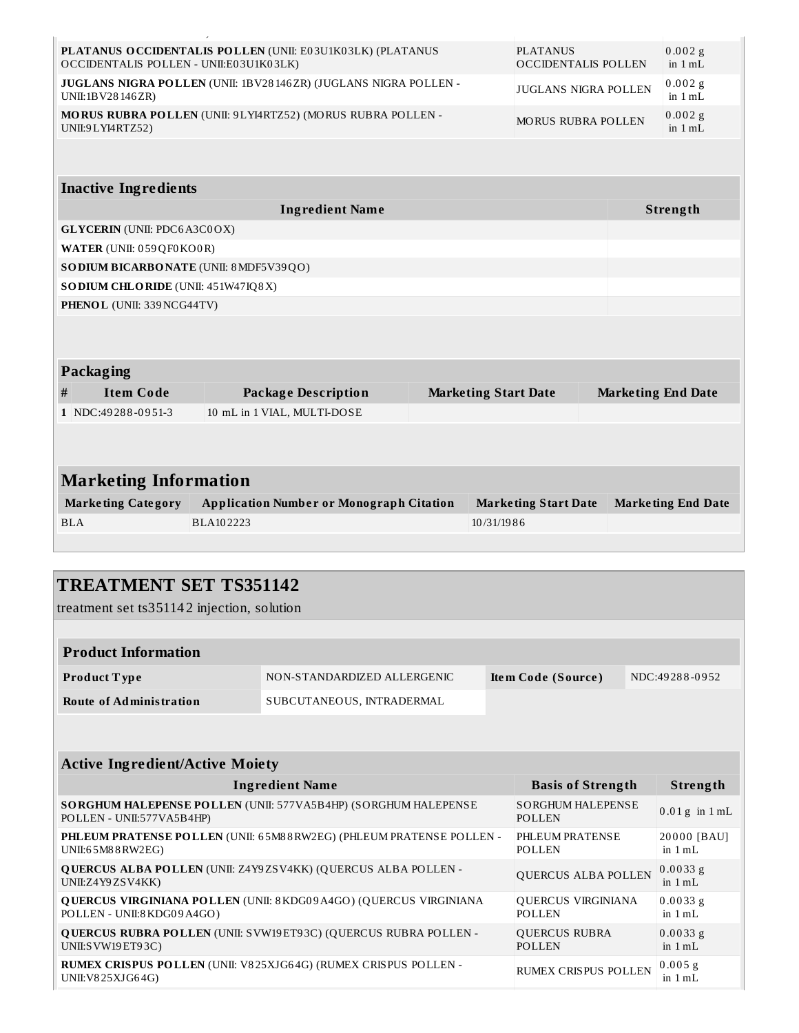| | | |
|---|---|---|
| **PLATANUS OCCIDENTALIS POLLEN** (UNII: E03U1K03LK) (PLATANUS OCCIDENTALIS POLLEN - UNII:E03U1K03LK) | PLATANUS OCCIDENTALIS POLLEN | 0.002 g in 1 mL |
| **JUGLANS NIGRA POLLEN** (UNII: 1BV28146ZR) (JUGLANS NIGRA POLLEN - UNII:1BV28146ZR) | JUGLANS NIGRA POLLEN | 0.002 g in 1 mL |
| **MORUS RUBRA POLLEN** (UNII: 9LYI4RTZ52) (MORUS RUBRA POLLEN - UNII:9LYI4RTZ52) | MORUS RUBRA POLLEN | 0.002 g in 1 mL |

| Inactive Ingredients | |
|---|---|
| **Ingredient Name** | **Strength** |
| **GLYCERIN** (UNII: PDC6A3C0OX) | |
| **WATER** (UNII: 059QF0KO0R) | |
| **SODIUM BICARBONATE** (UNII: 8MDF5V39QO) | |
| **SODIUM CHLORIDE** (UNII: 451W47IQ8X) | |
| **PHENOL** (UNII: 339NCG44TV) | |

| Packaging | | | | |
|---|---|---|---|---|
| **#** | **Item Code** | **Package Description** | **Marketing Start Date** | **Marketing End Date** |
| 1 | NDC:49288-0951-3 | 10 mL in 1 VIAL, MULTI-DOSE | | |

## Marketing Information

| Marketing Category | Application Number or Monograph Citation | Marketing Start Date | Marketing End Date |
|---|---|---|---|
| BLA | BLA102223 | 10/31/1986 | |

# TREATMENT SET TS351142

treatment set ts351142 injection, solution

| Product Information | | | |
|---|---|---|---|
| **Product Type** | NON-STANDARDIZED ALLERGENIC | **Item Code (Source)** | NDC:49288-0952 |
| **Route of Administration** | SUBCUTANEOUS, INTRADERMAL | | |

| Active Ingredient/Active Moiety | | |
|---|---|---|
| **Ingredient Name** | **Basis of Strength** | **Strength** |
| **SORGHUM HALEPENSE POLLEN** (UNII: 577VA5B4HP) (SORGHUM HALEPENSE POLLEN - UNII:577VA5B4HP) | SORGHUM HALEPENSE POLLEN | 0.01 g in 1 mL |
| **PHLEUM PRATENSE POLLEN** (UNII: 65M88RW2EG) (PHLEUM PRATENSE POLLEN - UNII:65M88RW2EG) | PHLEUM PRATENSE POLLEN | 20000 [BAU] in 1 mL |
| **QUERCUS ALBA POLLEN** (UNII: Z4Y9ZSV4KK) (QUERCUS ALBA POLLEN - UNII:Z4Y9ZSV4KK) | QUERCUS ALBA POLLEN | 0.0033 g in 1 mL |
| **QUERCUS VIRGINIANA POLLEN** (UNII: 8KDG09A4GO) (QUERCUS VIRGINIANA POLLEN - UNII:8KDG09A4GO) | QUERCUS VIRGINIANA POLLEN | 0.0033 g in 1 mL |
| **QUERCUS RUBRA POLLEN** (UNII: SVW19ET93C) (QUERCUS RUBRA POLLEN - UNII:SVW19ET93C) | QUERCUS RUBRA POLLEN | 0.0033 g in 1 mL |
| **RUMEX CRISPUS POLLEN** (UNII: V825XJG64G) (RUMEX CRISPUS POLLEN - UNII:V825XJG64G) | RUMEX CRISPUS POLLEN | 0.005 g in 1 mL |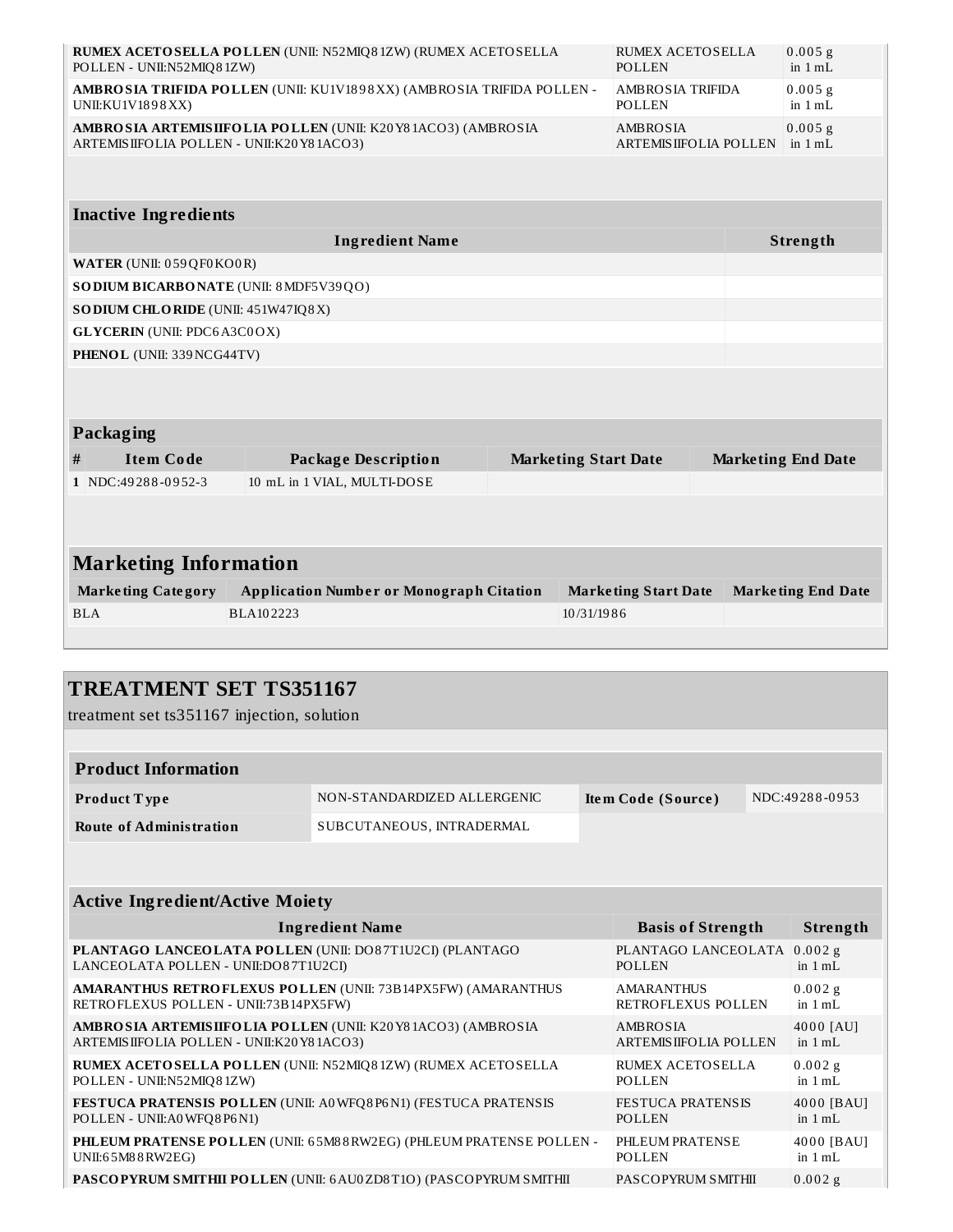| Ingredient Name | Basis of Strength | Strength |
|---|---|---|
| **RUMEX ACETOSELLA POLLEN** (UNII: N52MIQ81ZW) (RUMEX ACETOSELLA POLLEN - UNII:N52MIQ81ZW) | RUMEX ACETOSELLA POLLEN | 0.005 g in 1 mL |
| **AMBROSIA TRIFIDA POLLEN** (UNII: KU1V1898XX) (AMBROSIA TRIFIDA POLLEN - UNII:KU1V1898XX) | AMBROSIA TRIFIDA POLLEN | 0.005 g in 1 mL |
| **AMBROSIA ARTEMISIIFOLIA POLLEN** (UNII: K20Y81ACO3) (AMBROSIA ARTEMISIIFOLIA POLLEN - UNII:K20Y81ACO3) | AMBROSIA ARTEMISIIFOLIA POLLEN | 0.005 g in 1 mL |

### Inactive Ingredients

| Ingredient Name | Strength |
|---|---|
| **WATER** (UNII: 059QF0KO0R) | |
| **SODIUM BICARBONATE** (UNII: 8MDF5V39QO) | |
| **SODIUM CHLORIDE** (UNII: 451W47IQ8X) | |
| **GLYCERIN** (UNII: PDC6A3C0OX) | |
| **PHENOL** (UNII: 339NCG44TV) | |

### Packaging

| # | Item Code | Package Description | Marketing Start Date | Marketing End Date |
|---|---|---|---|---|
| 1 | NDC:49288-0952-3 | 10 mL in 1 VIAL, MULTI-DOSE | | |

### Marketing Information

| Marketing Category | Application Number or Monograph Citation | Marketing Start Date | Marketing End Date |
|---|---|---|---|
| BLA | BLA102223 | 10/31/1986 | |

## TREATMENT SET TS351167

treatment set ts351167 injection, solution

### Product Information

| | | | |
|---|---|---|---|
| **Product Type** | NON-STANDARDIZED ALLERGENIC | **Item Code (Source)** | NDC:49288-0953 |
| **Route of Administration** | SUBCUTANEOUS, INTRADERMAL | | |

### Active Ingredient/Active Moiety

| Ingredient Name | Basis of Strength | Strength |
|---|---|---|
| **PLANTAGO LANCEOLATA POLLEN** (UNII: DO87T1U2CI) (PLANTAGO LANCEOLATA POLLEN - UNII:DO87T1U2CI) | PLANTAGO LANCEOLATA POLLEN | 0.002 g in 1 mL |
| **AMARANTHUS RETROFLEXUS POLLEN** (UNII: 73B14PX5FW) (AMARANTHUS RETROFLEXUS POLLEN - UNII:73B14PX5FW) | AMARANTHUS RETROFLEXUS POLLEN | 0.002 g in 1 mL |
| **AMBROSIA ARTEMISIIFOLIA POLLEN** (UNII: K20Y81ACO3) (AMBROSIA ARTEMISIIFOLIA POLLEN - UNII:K20Y81ACO3) | AMBROSIA ARTEMISIIFOLIA POLLEN | 4000 [AU] in 1 mL |
| **RUMEX ACETOSELLA POLLEN** (UNII: N52MIQ81ZW) (RUMEX ACETOSELLA POLLEN - UNII:N52MIQ81ZW) | RUMEX ACETOSELLA POLLEN | 0.002 g in 1 mL |
| **FESTUCA PRATENSIS POLLEN** (UNII: A0WFQ8P6N1) (FESTUCA PRATENSIS POLLEN - UNII:A0WFQ8P6N1) | FESTUCA PRATENSIS POLLEN | 4000 [BAU] in 1 mL |
| **PHLEUM PRATENSE POLLEN** (UNII: 65M88RW2EG) (PHLEUM PRATENSE POLLEN - UNII:65M88RW2EG) | PHLEUM PRATENSE POLLEN | 4000 [BAU] in 1 mL |
| **PASCOPYRUM SMITHII POLLEN** (UNII: 6AU0ZD8T1O) (PASCOPYRUM SMITHII | PASCOPYRUM SMITHII | 0.002 g |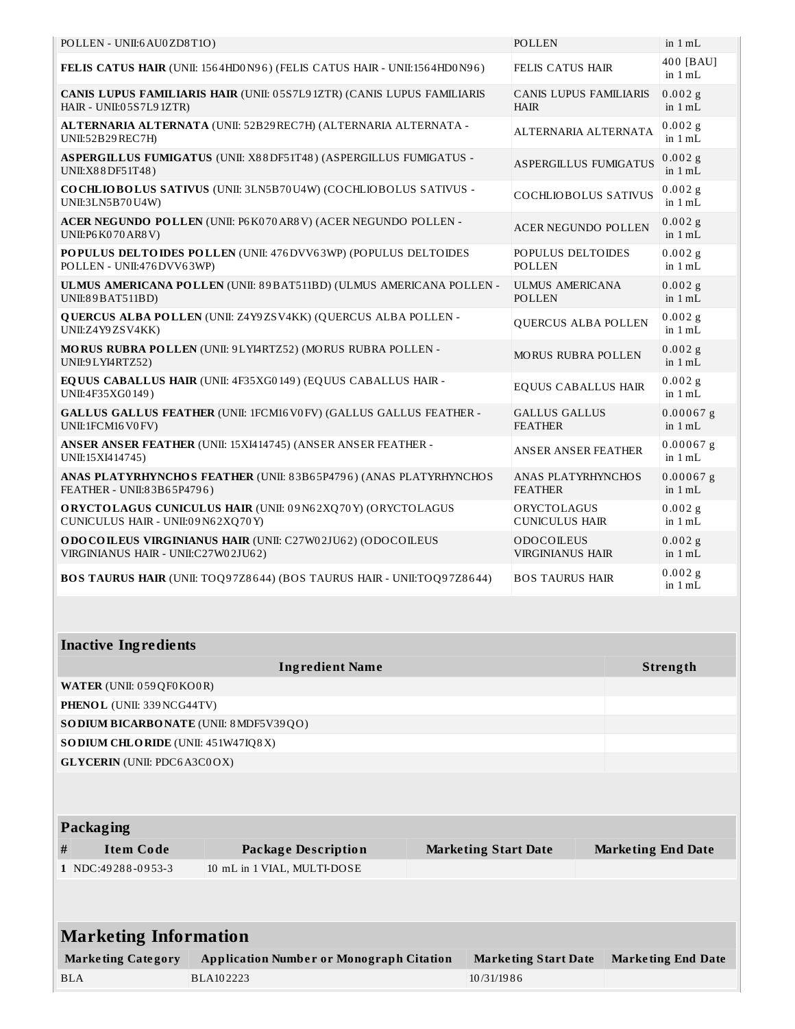| | | |
|---|---|---|
| POLLEN - UNII:6AU0ZD8T1O) | POLLEN | in 1 mL |
| **FELIS CATUS HAIR** (UNII: 1564HD0N96) (FELIS CATUS HAIR - UNII:1564HD0N96) | FELIS CATUS HAIR | 400 [BAU] in 1 mL |
| **CANIS LUPUS FAMILIARIS HAIR** (UNII: 05S7L91ZTR) (CANIS LUPUS FAMILIARIS HAIR - UNII:05S7L91ZTR) | CANIS LUPUS FAMILIARIS HAIR | 0.002 g in 1 mL |
| **ALTERNARIA ALTERNATA** (UNII: 52B29REC7H) (ALTERNARIA ALTERNATA - UNII:52B29REC7H) | ALTERNARIA ALTERNATA | 0.002 g in 1 mL |
| **ASPERGILLUS FUMIGATUS** (UNII: X88DF51T48) (ASPERGILLUS FUMIGATUS - UNII:X88DF51T48) | ASPERGILLUS FUMIGATUS | 0.002 g in 1 mL |
| **COCHLIOBOLUS SATIVUS** (UNII: 3LN5B70U4W) (COCHLIOBOLUS SATIVUS - UNII:3LN5B70U4W) | COCHLIOBOLUS SATIVUS | 0.002 g in 1 mL |
| **ACER NEGUNDO POLLEN** (UNII: P6K070AR8V) (ACER NEGUNDO POLLEN - UNII:P6K070AR8V) | ACER NEGUNDO POLLEN | 0.002 g in 1 mL |
| **POPULUS DELTOIDES POLLEN** (UNII: 476DVV63WP) (POPULUS DELTOIDES POLLEN - UNII:476DVV63WP) | POPULUS DELTOIDES POLLEN | 0.002 g in 1 mL |
| **ULMUS AMERICANA POLLEN** (UNII: 89BAT511BD) (ULMUS AMERICANA POLLEN - UNII:89BAT511BD) | ULMUS AMERICANA POLLEN | 0.002 g in 1 mL |
| **QUERCUS ALBA POLLEN** (UNII: Z4Y9ZSV4KK) (QUERCUS ALBA POLLEN - UNII:Z4Y9ZSV4KK) | QUERCUS ALBA POLLEN | 0.002 g in 1 mL |
| **MORUS RUBRA POLLEN** (UNII: 9LYI4RTZ52) (MORUS RUBRA POLLEN - UNII:9LYI4RTZ52) | MORUS RUBRA POLLEN | 0.002 g in 1 mL |
| **EQUUS CABALLUS HAIR** (UNII: 4F35XG0149) (EQUUS CABALLUS HAIR - UNII:4F35XG0149) | EQUUS CABALLUS HAIR | 0.002 g in 1 mL |
| **GALLUS GALLUS FEATHER** (UNII: 1FCM16V0FV) (GALLUS GALLUS FEATHER - UNII:1FCM16V0FV) | GALLUS GALLUS FEATHER | 0.00067 g in 1 mL |
| **ANSER ANSER FEATHER** (UNII: 15XI414745) (ANSER ANSER FEATHER - UNII:15XI414745) | ANSER ANSER FEATHER | 0.00067 g in 1 mL |
| **ANAS PLATYRHYNCHOS FEATHER** (UNII: 83B65P4796) (ANAS PLATYRHYNCHOS FEATHER - UNII:83B65P4796) | ANAS PLATYRHYNCHOS FEATHER | 0.00067 g in 1 mL |
| **ORYCTOLAGUS CUNICULUS HAIR** (UNII: 09N62XQ70Y) (ORYCTOLAGUS CUNICULUS HAIR - UNII:09N62XQ70Y) | ORYCTOLAGUS CUNICULUS HAIR | 0.002 g in 1 mL |
| **ODOCOILEUS VIRGINIANUS HAIR** (UNII: C27W02JU62) (ODOCOILEUS VIRGINIANUS HAIR - UNII:C27W02JU62) | ODOCOILEUS VIRGINIANUS HAIR | 0.002 g in 1 mL |
| **BOS TAURUS HAIR** (UNII: TOQ97Z8644) (BOS TAURUS HAIR - UNII:TOQ97Z8644) | BOS TAURUS HAIR | 0.002 g in 1 mL |

## Inactive Ingredients

| Ingredient Name | Strength |
|---|---|
| **WATER** (UNII: 059QF0KO0R) | |
| **PHENOL** (UNII: 339NCG44TV) | |
| **SODIUM BICARBONATE** (UNII: 8MDF5V39QO) | |
| **SODIUM CHLORIDE** (UNII: 451W47IQ8X) | |
| **GLYCERIN** (UNII: PDC6A3C0OX) | |

## Packaging

| # | Item Code | Package Description | Marketing Start Date | Marketing End Date |
|---|---|---|---|---|
| 1 | NDC:49288-0953-3 | 10 mL in 1 VIAL, MULTI-DOSE | | |

## Marketing Information

| Marketing Category | Application Number or Monograph Citation | Marketing Start Date | Marketing End Date |
|---|---|---|---|
| BLA | BLA102223 | 10/31/1986 | |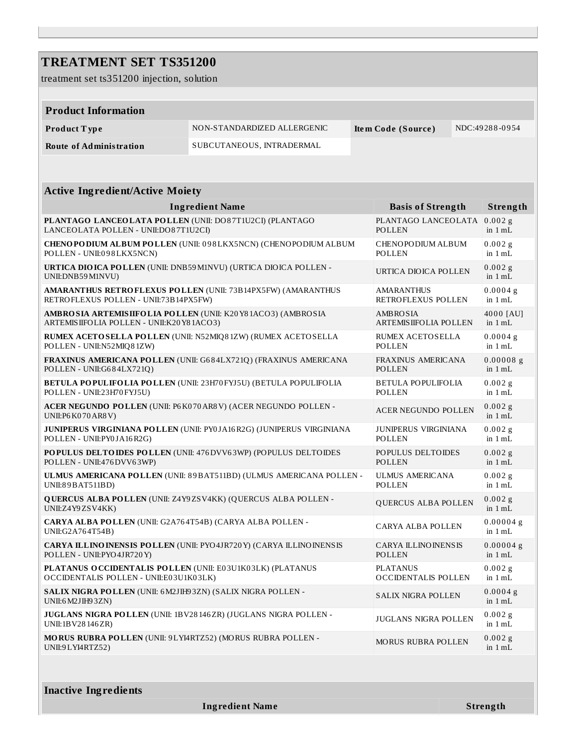# TREATMENT SET TS351200

treatment set ts351200 injection, solution

## Product Information

| **Product Type** | NON-STANDARDIZED ALLERGENIC | **Item Code (Source)** | NDC:49288-0954 |
|---|---|---|---|
| **Route of Administration** | SUBCUTANEOUS, INTRADERMAL | | |

## Active Ingredient/Active Moiety

| Ingredient Name | Basis of Strength | Strength |
|---|---|---|
| **PLANTAGO LANCEOLATA POLLEN** (UNII: DO87T1U2CI) (PLANTAGO LANCEOLATA POLLEN - UNII:DO87T1U2CI) | PLANTAGO LANCEOLATA POLLEN | 0.002 g in 1 mL |
| **CHENOPODIUM ALBUM POLLEN** (UNII: 098LKX5NCN) (CHENOPODIUM ALBUM POLLEN - UNII:098LKX5NCN) | CHENOPODIUM ALBUM POLLEN | 0.002 g in 1 mL |
| **URTICA DIOICA POLLEN** (UNII: DNB59M1NVU) (URTICA DIOICA POLLEN - UNII:DNB59M1NVU) | URTICA DIOICA POLLEN | 0.002 g in 1 mL |
| **AMARANTHUS RETROFLEXUS POLLEN** (UNII: 73B14PX5FW) (AMARANTHUS RETROFLEXUS POLLEN - UNII:73B14PX5FW) | AMARANTHUS RETROFLEXUS POLLEN | 0.0004 g in 1 mL |
| **AMBROSIA ARTEMISIIFOLIA POLLEN** (UNII: K20Y81ACO3) (AMBROSIA ARTEMISIIFOLIA POLLEN - UNII:K20Y81ACO3) | AMBROSIA ARTEMISIIFOLIA POLLEN | 4000 [AU] in 1 mL |
| **RUMEX ACETOSELLA POLLEN** (UNII: N52MIQ81ZW) (RUMEX ACETOSELLA POLLEN - UNII:N52MIQ81ZW) | RUMEX ACETOSELLA POLLEN | 0.0004 g in 1 mL |
| **FRAXINUS AMERICANA POLLEN** (UNII: G684LX721Q) (FRAXINUS AMERICANA POLLEN - UNII:G684LX721Q) | FRAXINUS AMERICANA POLLEN | 0.00008 g in 1 mL |
| **BETULA POPULIFOLIA POLLEN** (UNII: 23H70FYJ5U) (BETULA POPULIFOLIA POLLEN - UNII:23H70FYJ5U) | BETULA POPULIFOLIA POLLEN | 0.002 g in 1 mL |
| **ACER NEGUNDO POLLEN** (UNII: P6K070AR8V) (ACER NEGUNDO POLLEN - UNII:P6K070AR8V) | ACER NEGUNDO POLLEN | 0.002 g in 1 mL |
| **JUNIPERUS VIRGINIANA POLLEN** (UNII: PY0JA16R2G) (JUNIPERUS VIRGINIANA POLLEN - UNII:PY0JA16R2G) | JUNIPERUS VIRGINIANA POLLEN | 0.002 g in 1 mL |
| **POPULUS DELTOIDES POLLEN** (UNII: 476DVV63WP) (POPULUS DELTOIDES POLLEN - UNII:476DVV63WP) | POPULUS DELTOIDES POLLEN | 0.002 g in 1 mL |
| **ULMUS AMERICANA POLLEN** (UNII: 89BAT511BD) (ULMUS AMERICANA POLLEN - UNII:89BAT511BD) | ULMUS AMERICANA POLLEN | 0.002 g in 1 mL |
| **QUERCUS ALBA POLLEN** (UNII: Z4Y9ZSV4KK) (QUERCUS ALBA POLLEN - UNII:Z4Y9ZSV4KK) | QUERCUS ALBA POLLEN | 0.002 g in 1 mL |
| **CARYA ALBA POLLEN** (UNII: G2A764T54B) (CARYA ALBA POLLEN - UNII:G2A764T54B) | CARYA ALBA POLLEN | 0.00004 g in 1 mL |
| **CARYA ILLINOINENSIS POLLEN** (UNII: PYO4JR720Y) (CARYA ILLINOINENSIS POLLEN - UNII:PYO4JR720Y) | CARYA ILLINOINENSIS POLLEN | 0.00004 g in 1 mL |
| **PLATANUS OCCIDENTALIS POLLEN** (UNII: E03U1K03LK) (PLATANUS OCCIDENTALIS POLLEN - UNII:E03U1K03LK) | PLATANUS OCCIDENTALIS POLLEN | 0.002 g in 1 mL |
| **SALIX NIGRA POLLEN** (UNII: 6M2JIH93ZN) (SALIX NIGRA POLLEN - UNII:6M2JIH93ZN) | SALIX NIGRA POLLEN | 0.0004 g in 1 mL |
| **JUGLANS NIGRA POLLEN** (UNII: 1BV28146ZR) (JUGLANS NIGRA POLLEN - UNII:1BV28146ZR) | JUGLANS NIGRA POLLEN | 0.002 g in 1 mL |
| **MORUS RUBRA POLLEN** (UNII: 9LYI4RTZ52) (MORUS RUBRA POLLEN - UNII:9LYI4RTZ52) | MORUS RUBRA POLLEN | 0.002 g in 1 mL |

## Inactive Ingredients

| Ingredient Name | Strength |
|---|---|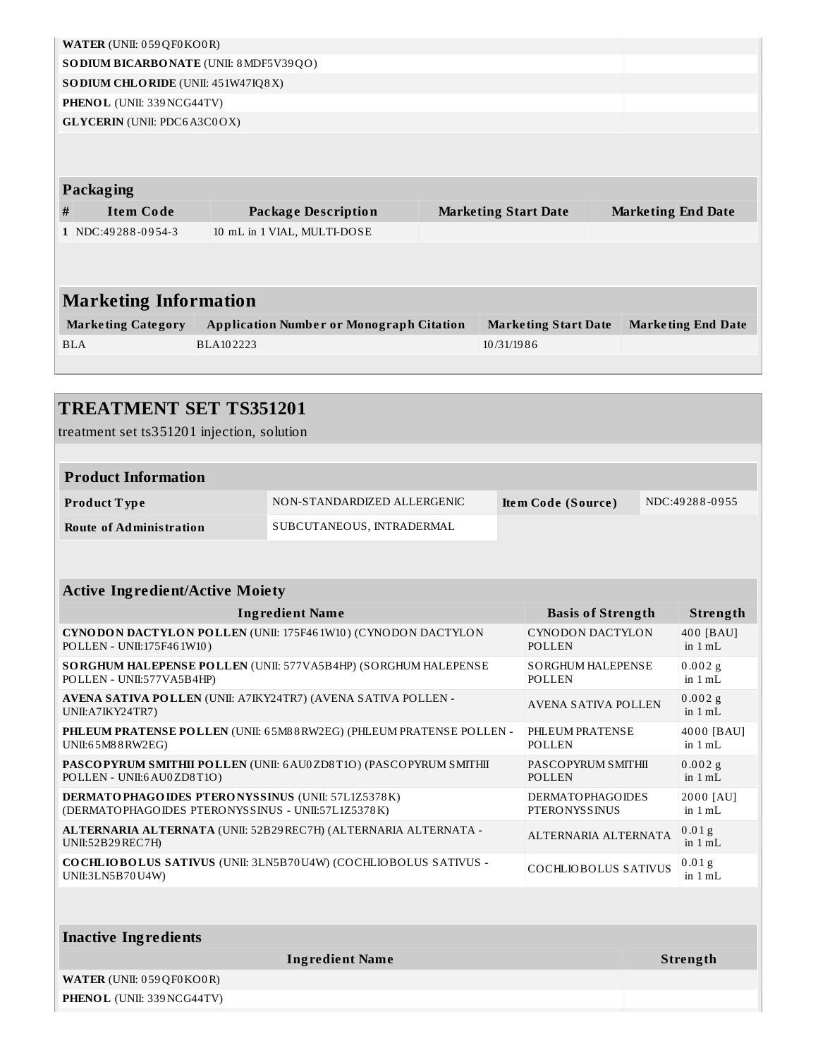| | |
|---|---|
| **WATER** (UNII: 059QF0KO0R) | |
| **SODIUM BICARBONATE** (UNII: 8MDF5V39QO) | |
| **SODIUM CHLORIDE** (UNII: 451W47IQ8X) | |
| **PHENOL** (UNII: 339NCG44TV) | |
| **GLYCERIN** (UNII: PDC6A3C0OX) | |

### Packaging

| # | Item Code | Package Description | Marketing Start Date | Marketing End Date |
|---|---|---|---|---|
| 1 | NDC:49288-0954-3 | 10 mL in 1 VIAL, MULTI-DOSE | | |

### Marketing Information

| Marketing Category | Application Number or Monograph Citation | Marketing Start Date | Marketing End Date |
|---|---|---|---|
| BLA | BLA102223 | 10/31/1986 | |

## TREATMENT SET TS351201

treatment set ts351201 injection, solution

### Product Information

| | | | |
|---|---|---|---|
| **Product Type** | NON-STANDARDIZED ALLERGENIC | **Item Code (Source)** | NDC:49288-0955 |
| **Route of Administration** | SUBCUTANEOUS, INTRADERMAL | | |

### Active Ingredient/Active Moiety

| Ingredient Name | Basis of Strength | Strength |
|---|---|---|
| **CYNODON DACTYLON POLLEN** (UNII: 175F461W10) (CYNODON DACTYLON POLLEN - UNII:175F461W10) | CYNODON DACTYLON POLLEN | 400 [BAU] in 1 mL |
| **SORGHUM HALEPENSE POLLEN** (UNII: 577VA5B4HP) (SORGHUM HALEPENSE POLLEN - UNII:577VA5B4HP) | SORGHUM HALEPENSE POLLEN | 0.002 g in 1 mL |
| **AVENA SATIVA POLLEN** (UNII: A7IKY24TR7) (AVENA SATIVA POLLEN - UNII:A7IKY24TR7) | AVENA SATIVA POLLEN | 0.002 g in 1 mL |
| **PHLEUM PRATENSE POLLEN** (UNII: 65M88RW2EG) (PHLEUM PRATENSE POLLEN - UNII:65M88RW2EG) | PHLEUM PRATENSE POLLEN | 4000 [BAU] in 1 mL |
| **PASCOPYRUM SMITHII POLLEN** (UNII: 6AU0ZD8T1O) (PASCOPYRUM SMITHII POLLEN - UNII:6AU0ZD8T1O) | PASCOPYRUM SMITHII POLLEN | 0.002 g in 1 mL |
| **DERMATOPHAGOIDES PTERONYSSINUS** (UNII: 57L1Z5378K) (DERMATOPHAGOIDES PTERONYSSINUS - UNII:57L1Z5378K) | DERMATOPHAGOIDES PTERONYSSINUS | 2000 [AU] in 1 mL |
| **ALTERNARIA ALTERNATA** (UNII: 52B29REC7H) (ALTERNARIA ALTERNATA - UNII:52B29REC7H) | ALTERNARIA ALTERNATA | 0.01 g in 1 mL |
| **COCHLIOBOLUS SATIVUS** (UNII: 3LN5B70U4W) (COCHLIOBOLUS SATIVUS - UNII:3LN5B70U4W) | COCHLIOBOLUS SATIVUS | 0.01 g in 1 mL |

### Inactive Ingredients

| Ingredient Name | Strength |
|---|---|
| **WATER** (UNII: 059QF0KO0R) | |
| **PHENOL** (UNII: 339NCG44TV) | |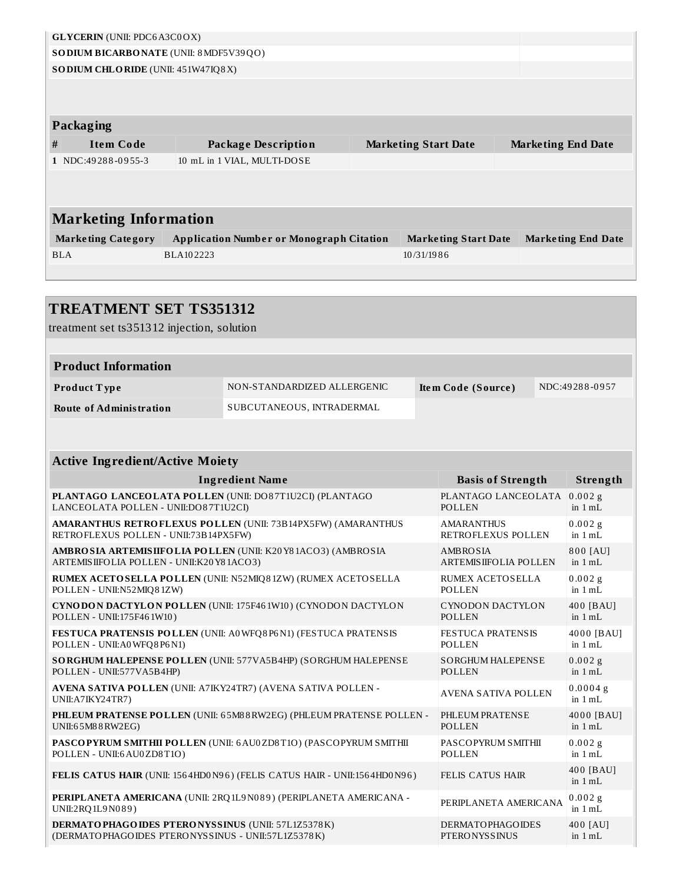| | |
|---|---|
| **GLYCERIN** (UNII: PDC6A3C0OX) | |
| **SODIUM BICARBONATE** (UNII: 8MDF5V39QO) | |
| **SODIUM CHLORIDE** (UNII: 451W47IQ8X) | |

### Packaging

| # | Item Code | Package Description | Marketing Start Date | Marketing End Date |
|---|---|---|---|---|
| 1 | NDC:49288-0955-3 | 10 mL in 1 VIAL, MULTI-DOSE | | |

### Marketing Information

| Marketing Category | Application Number or Monograph Citation | Marketing Start Date | Marketing End Date |
|---|---|---|---|
| BLA | BLA102223 | 10/31/1986 | |

## TREATMENT SET TS351312

treatment set ts351312 injection, solution

### Product Information

| | | | |
|---|---|---|---|
| **Product Type** | NON-STANDARDIZED ALLERGENIC | **Item Code (Source)** | NDC:49288-0957 |
| **Route of Administration** | SUBCUTANEOUS, INTRADERMAL | | |

### Active Ingredient/Active Moiety

| Ingredient Name | Basis of Strength | Strength |
|---|---|---|
| **PLANTAGO LANCEOLATA POLLEN** (UNII: DO87T1U2CI) (PLANTAGO LANCEOLATA POLLEN - UNII:DO87T1U2CI) | PLANTAGO LANCEOLATA POLLEN | 0.002 g in 1 mL |
| **AMARANTHUS RETROFLEXUS POLLEN** (UNII: 73B14PX5FW) (AMARANTHUS RETROFLEXUS POLLEN - UNII:73B14PX5FW) | AMARANTHUS RETROFLEXUS POLLEN | 0.002 g in 1 mL |
| **AMBROSIA ARTEMISIIFOLIA POLLEN** (UNII: K20Y81ACO3) (AMBROSIA ARTEMISIIFOLIA POLLEN - UNII:K20Y81ACO3) | AMBROSIA ARTEMISIIFOLIA POLLEN | 800 [AU] in 1 mL |
| **RUMEX ACETOSELLA POLLEN** (UNII: N52MIQ81ZW) (RUMEX ACETOSELLA POLLEN - UNII:N52MIQ81ZW) | RUMEX ACETOSELLA POLLEN | 0.002 g in 1 mL |
| **CYNODON DACTYLON POLLEN** (UNII: 175F461W10) (CYNODON DACTYLON POLLEN - UNII:175F461W10) | CYNODON DACTYLON POLLEN | 400 [BAU] in 1 mL |
| **FESTUCA PRATENSIS POLLEN** (UNII: A0WFQ8P6N1) (FESTUCA PRATENSIS POLLEN - UNII:A0WFQ8P6N1) | FESTUCA PRATENSIS POLLEN | 4000 [BAU] in 1 mL |
| **SORGHUM HALEPENSE POLLEN** (UNII: 577VA5B4HP) (SORGHUM HALEPENSE POLLEN - UNII:577VA5B4HP) | SORGHUM HALEPENSE POLLEN | 0.002 g in 1 mL |
| **AVENA SATIVA POLLEN** (UNII: A7IKY24TR7) (AVENA SATIVA POLLEN - UNII:A7IKY24TR7) | AVENA SATIVA POLLEN | 0.0004 g in 1 mL |
| **PHLEUM PRATENSE POLLEN** (UNII: 65M88RW2EG) (PHLEUM PRATENSE POLLEN - UNII:65M88RW2EG) | PHLEUM PRATENSE POLLEN | 4000 [BAU] in 1 mL |
| **PASCOPYRUM SMITHII POLLEN** (UNII: 6AU0ZD8T1O) (PASCOPYRUM SMITHII POLLEN - UNII:6AU0ZD8T1O) | PASCOPYRUM SMITHII POLLEN | 0.002 g in 1 mL |
| **FELIS CATUS HAIR** (UNII: 1564HD0N96) (FELIS CATUS HAIR - UNII:1564HD0N96) | FELIS CATUS HAIR | 400 [BAU] in 1 mL |
| **PERIPLANETA AMERICANA** (UNII: 2RQ1L9N089) (PERIPLANETA AMERICANA - UNII:2RQ1L9N089) | PERIPLANETA AMERICANA | 0.002 g in 1 mL |
| **DERMATOPHAGOIDES PTERONYSSINUS** (UNII: 57L1Z5378K) (DERMATOPHAGOIDES PTERONYSSINUS - UNII:57L1Z5378K) | DERMATOPHAGOIDES PTERONYSSINUS | 400 [AU] in 1 mL |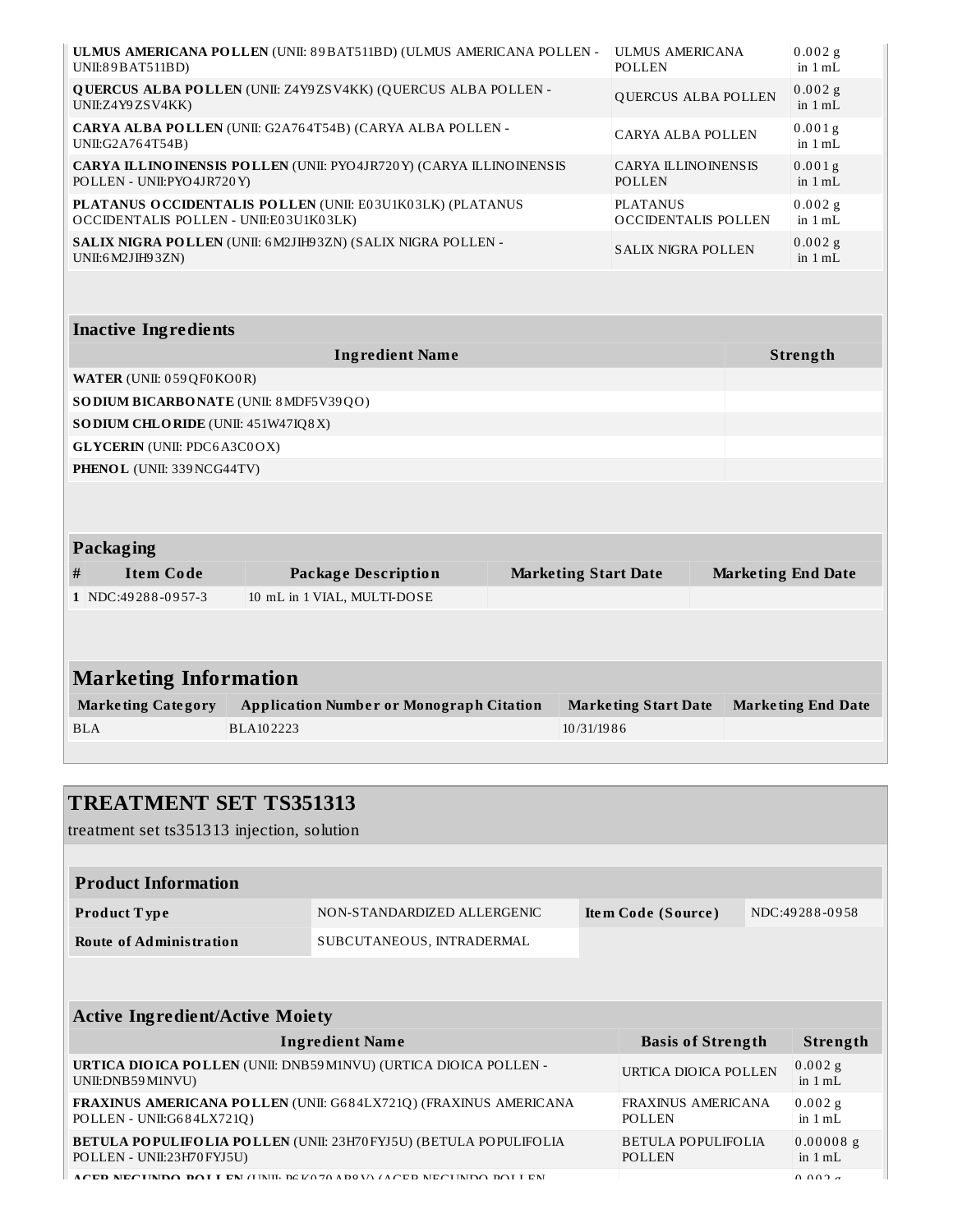| | | |
|---|---|---|
| **ULMUS AMERICANA POLLEN** (UNII: 89BAT511BD) (ULMUS AMERICANA POLLEN - UNII:89BAT511BD) | ULMUS AMERICANA POLLEN | 0.002 g in 1 mL |
| **QUERCUS ALBA POLLEN** (UNII: Z4Y9ZSV4KK) (QUERCUS ALBA POLLEN - UNII:Z4Y9ZSV4KK) | QUERCUS ALBA POLLEN | 0.002 g in 1 mL |
| **CARYA ALBA POLLEN** (UNII: G2A764T54B) (CARYA ALBA POLLEN - UNII:G2A764T54B) | CARYA ALBA POLLEN | 0.001 g in 1 mL |
| **CARYA ILLINOINENSIS POLLEN** (UNII: PYO4JR720Y) (CARYA ILLINOINENSIS POLLEN - UNII:PYO4JR720Y) | CARYA ILLINOINENSIS POLLEN | 0.001 g in 1 mL |
| **PLATANUS OCCIDENTALIS POLLEN** (UNII: E03U1K03LK) (PLATANUS OCCIDENTALIS POLLEN - UNII:E03U1K03LK) | PLATANUS OCCIDENTALIS POLLEN | 0.002 g in 1 mL |
| **SALIX NIGRA POLLEN** (UNII: 6M2JIH93ZN) (SALIX NIGRA POLLEN - UNII:6M2JIH93ZN) | SALIX NIGRA POLLEN | 0.002 g in 1 mL |

| Inactive Ingredients | |
|---|---|
| **Ingredient Name** | **Strength** |
| **WATER** (UNII: 059QF0KO0R) | |
| **SODIUM BICARBONATE** (UNII: 8MDF5V39QO) | |
| **SODIUM CHLORIDE** (UNII: 451W47IQ8X) | |
| **GLYCERIN** (UNII: PDC6A3C0OX) | |
| **PHENOL** (UNII: 339NCG44TV) | |

| Packaging | | | | |
|---|---|---|---|---|
| **#** | **Item Code** | **Package Description** | **Marketing Start Date** | **Marketing End Date** |
| 1 | NDC:49288-0957-3 | 10 mL in 1 VIAL, MULTI-DOSE | | |

| Marketing Information | | | |
|---|---|---|---|
| **Marketing Category** | **Application Number or Monograph Citation** | **Marketing Start Date** | **Marketing End Date** |
| BLA | BLA102223 | 10/31/1986 | |

## TREATMENT SET TS351313

treatment set ts351313 injection, solution

| Product Information | | | |
|---|---|---|---|
| **Product Type** | NON-STANDARDIZED ALLERGENIC | **Item Code (Source)** | NDC:49288-0958 |
| **Route of Administration** | SUBCUTANEOUS, INTRADERMAL | | |

| Active Ingredient/Active Moiety | | |
|---|---|---|
| **Ingredient Name** | **Basis of Strength** | **Strength** |
| **URTICA DIOICA POLLEN** (UNII: DNB59M1NVU) (URTICA DIOICA POLLEN - UNII:DNB59M1NVU) | URTICA DIOICA POLLEN | 0.002 g in 1 mL |
| **FRAXINUS AMERICANA POLLEN** (UNII: G684LX721Q) (FRAXINUS AMERICANA POLLEN - UNII:G684LX721Q) | FRAXINUS AMERICANA POLLEN | 0.002 g in 1 mL |
| **BETULA POPULIFOLIA POLLEN** (UNII: 23H70FYJ5U) (BETULA POPULIFOLIA POLLEN - UNII:23H70FYJ5U) | BETULA POPULIFOLIA POLLEN | 0.00008 g in 1 mL |
| **ACER NEGUNDO POLLEN** (UNII: P6K070AP8V) (ACER NEGUNDO POLLEN | | 0.002 g |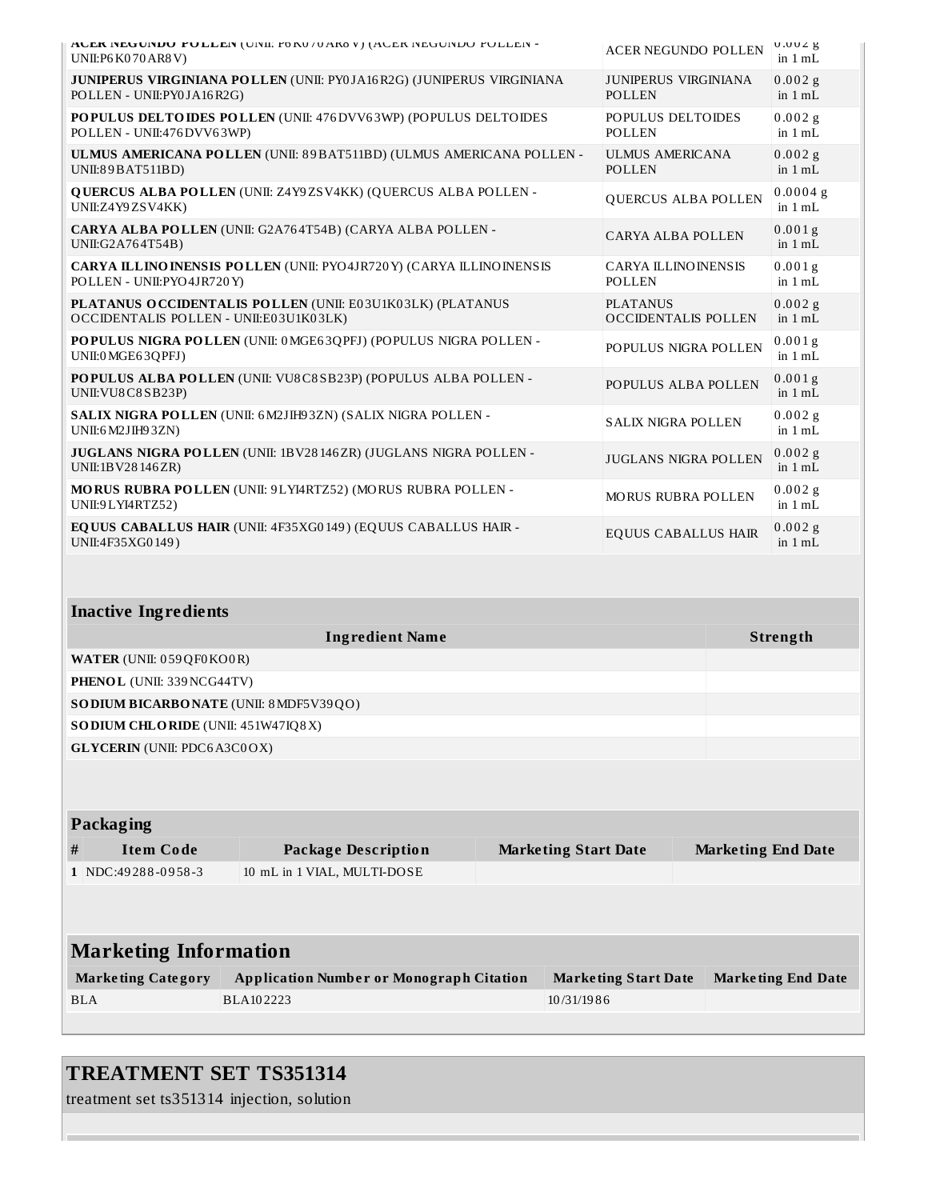| | | |
|---|---|---|
| **ACER NEGUNDO POLLEN** (UNII: P6K070AR8V) (ACER NEGUNDO POLLEN - UNII:P6K070AR8V) | ACER NEGUNDO POLLEN | 0.002 g in 1 mL |
| **JUNIPERUS VIRGINIANA POLLEN** (UNII: PY0JA16R2G) (JUNIPERUS VIRGINIANA POLLEN - UNII:PY0JA16R2G) | JUNIPERUS VIRGINIANA POLLEN | 0.002 g in 1 mL |
| **POPULUS DELTOIDES POLLEN** (UNII: 476DVV63WP) (POPULUS DELTOIDES POLLEN - UNII:476DVV63WP) | POPULUS DELTOIDES POLLEN | 0.002 g in 1 mL |
| **ULMUS AMERICANA POLLEN** (UNII: 89BAT511BD) (ULMUS AMERICANA POLLEN - UNII:89BAT511BD) | ULMUS AMERICANA POLLEN | 0.002 g in 1 mL |
| **QUERCUS ALBA POLLEN** (UNII: Z4Y9ZSV4KK) (QUERCUS ALBA POLLEN - UNII:Z4Y9ZSV4KK) | QUERCUS ALBA POLLEN | 0.0004 g in 1 mL |
| **CARYA ALBA POLLEN** (UNII: G2A764T54B) (CARYA ALBA POLLEN - UNII:G2A764T54B) | CARYA ALBA POLLEN | 0.001 g in 1 mL |
| **CARYA ILLINOINENSIS POLLEN** (UNII: PYO4JR720Y) (CARYA ILLINOINENSIS POLLEN - UNII:PYO4JR720Y) | CARYA ILLINOINENSIS POLLEN | 0.001 g in 1 mL |
| **PLATANUS OCCIDENTALIS POLLEN** (UNII: E03U1K03LK) (PLATANUS OCCIDENTALIS POLLEN - UNII:E03U1K03LK) | PLATANUS OCCIDENTALIS POLLEN | 0.002 g in 1 mL |
| **POPULUS NIGRA POLLEN** (UNII: 0MGE63QPFJ) (POPULUS NIGRA POLLEN - UNII:0MGE63QPFJ) | POPULUS NIGRA POLLEN | 0.001 g in 1 mL |
| **POPULUS ALBA POLLEN** (UNII: VU8C8SB23P) (POPULUS ALBA POLLEN - UNII:VU8C8SB23P) | POPULUS ALBA POLLEN | 0.001 g in 1 mL |
| **SALIX NIGRA POLLEN** (UNII: 6M2JIH93ZN) (SALIX NIGRA POLLEN - UNII:6M2JIH93ZN) | SALIX NIGRA POLLEN | 0.002 g in 1 mL |
| **JUGLANS NIGRA POLLEN** (UNII: 1BV28146ZR) (JUGLANS NIGRA POLLEN - UNII:1BV28146ZR) | JUGLANS NIGRA POLLEN | 0.002 g in 1 mL |
| **MORUS RUBRA POLLEN** (UNII: 9LYI4RTZ52) (MORUS RUBRA POLLEN - UNII:9LYI4RTZ52) | MORUS RUBRA POLLEN | 0.002 g in 1 mL |
| **EQUUS CABALLUS HAIR** (UNII: 4F35XG0149) (EQUUS CABALLUS HAIR - UNII:4F35XG0149) | EQUUS CABALLUS HAIR | 0.002 g in 1 mL |

**Inactive Ingredients**

| Ingredient Name | Strength |
|---|---|
| **WATER** (UNII: 059QF0KO0R) | |
| **PHENOL** (UNII: 339NCG44TV) | |
| **SODIUM BICARBONATE** (UNII: 8MDF5V39QO) | |
| **SODIUM CHLORIDE** (UNII: 451W47IQ8X) | |
| **GLYCERIN** (UNII: PDC6A3C0OX) | |

**Packaging**

| # | Item Code | Package Description | Marketing Start Date | Marketing End Date |
|---|---|---|---|---|
| 1 | NDC:49288-0958-3 | 10 mL in 1 VIAL, MULTI-DOSE | | |

## Marketing Information

| Marketing Category | Application Number or Monograph Citation | Marketing Start Date | Marketing End Date |
|---|---|---|---|
| BLA | BLA102223 | 10/31/1986 | |

## TREATMENT SET TS351314

treatment set ts351314 injection, solution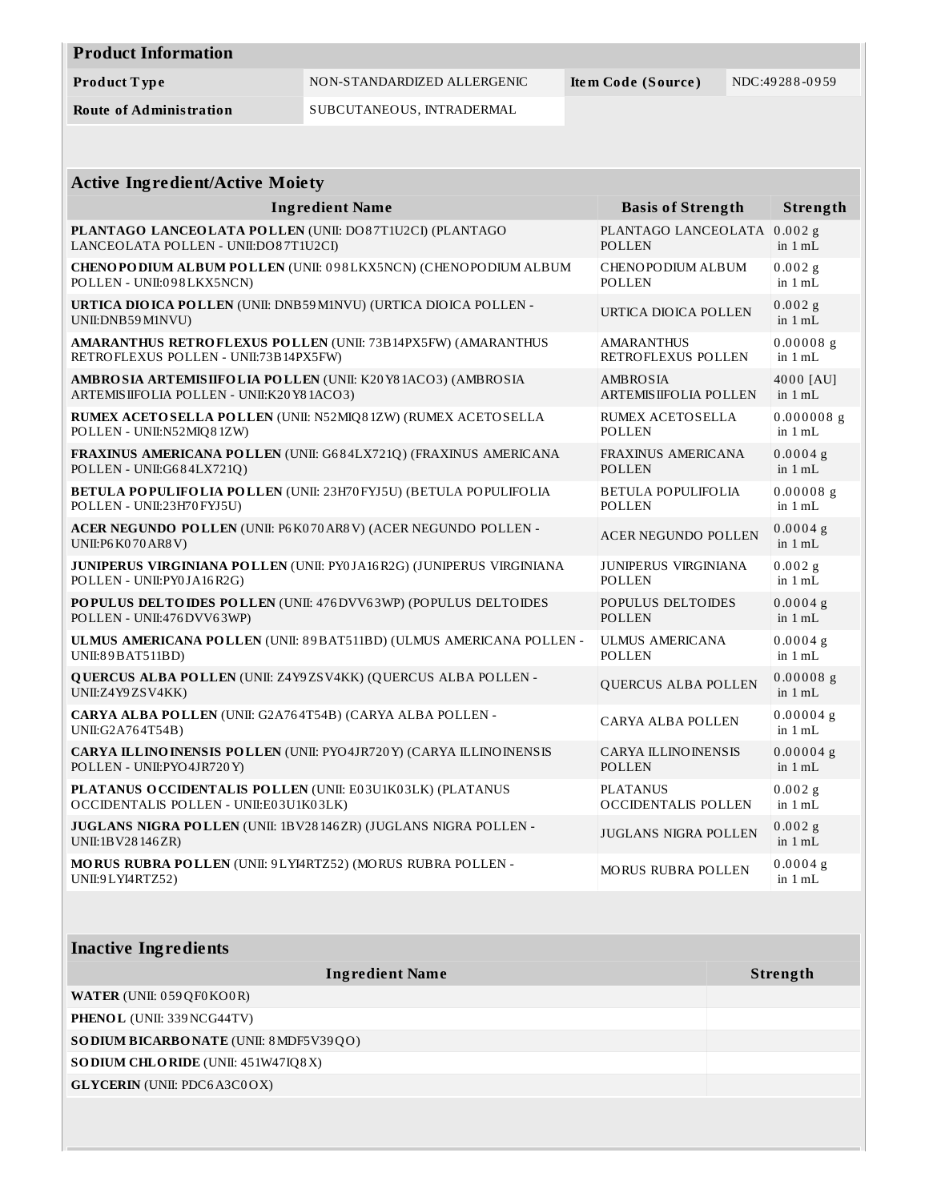## Product Information

| Product Type | NON-STANDARDIZED ALLERGENIC | Item Code (Source) | NDC:49288-0959 |
|---|---|---|---|
| Route of Administration | SUBCUTANEOUS, INTRADERMAL | | |

## Active Ingredient/Active Moiety

| Ingredient Name | Basis of Strength | Strength |
|---|---|---|
| **PLANTAGO LANCEOLATA POLLEN** (UNII: DO87T1U2CI) (PLANTAGO LANCEOLATA POLLEN - UNII:DO87T1U2CI) | PLANTAGO LANCEOLATA POLLEN | 0.002 g in 1 mL |
| **CHENOPODIUM ALBUM POLLEN** (UNII: 098LKX5NCN) (CHENOPODIUM ALBUM POLLEN - UNII:098LKX5NCN) | CHENOPODIUM ALBUM POLLEN | 0.002 g in 1 mL |
| **URTICA DIOICA POLLEN** (UNII: DNB59M1NVU) (URTICA DIOICA POLLEN - UNII:DNB59M1NVU) | URTICA DIOICA POLLEN | 0.002 g in 1 mL |
| **AMARANTHUS RETROFLEXUS POLLEN** (UNII: 73B14PX5FW) (AMARANTHUS RETROFLEXUS POLLEN - UNII:73B14PX5FW) | AMARANTHUS RETROFLEXUS POLLEN | 0.00008 g in 1 mL |
| **AMBROSIA ARTEMISIIFOLIA POLLEN** (UNII: K20Y81ACO3) (AMBROSIA ARTEMISIIFOLIA POLLEN - UNII:K20Y81ACO3) | AMBROSIA ARTEMISIIFOLIA POLLEN | 4000 [AU] in 1 mL |
| **RUMEX ACETOSELLA POLLEN** (UNII: N52MIQ81ZW) (RUMEX ACETOSELLA POLLEN - UNII:N52MIQ81ZW) | RUMEX ACETOSELLA POLLEN | 0.000008 g in 1 mL |
| **FRAXINUS AMERICANA POLLEN** (UNII: G684LX721Q) (FRAXINUS AMERICANA POLLEN - UNII:G684LX721Q) | FRAXINUS AMERICANA POLLEN | 0.0004 g in 1 mL |
| **BETULA POPULIFOLIA POLLEN** (UNII: 23H70FYJ5U) (BETULA POPULIFOLIA POLLEN - UNII:23H70FYJ5U) | BETULA POPULIFOLIA POLLEN | 0.00008 g in 1 mL |
| **ACER NEGUNDO POLLEN** (UNII: P6K070AR8V) (ACER NEGUNDO POLLEN - UNII:P6K070AR8V) | ACER NEGUNDO POLLEN | 0.0004 g in 1 mL |
| **JUNIPERUS VIRGINIANA POLLEN** (UNII: PY0JA16R2G) (JUNIPERUS VIRGINIANA POLLEN - UNII:PY0JA16R2G) | JUNIPERUS VIRGINIANA POLLEN | 0.002 g in 1 mL |
| **POPULUS DELTOIDES POLLEN** (UNII: 476DVV63WP) (POPULUS DELTOIDES POLLEN - UNII:476DVV63WP) | POPULUS DELTOIDES POLLEN | 0.0004 g in 1 mL |
| **ULMUS AMERICANA POLLEN** (UNII: 89BAT511BD) (ULMUS AMERICANA POLLEN - UNII:89BAT511BD) | ULMUS AMERICANA POLLEN | 0.0004 g in 1 mL |
| **QUERCUS ALBA POLLEN** (UNII: Z4Y9ZSV4KK) (QUERCUS ALBA POLLEN - UNII:Z4Y9ZSV4KK) | QUERCUS ALBA POLLEN | 0.00008 g in 1 mL |
| **CARYA ALBA POLLEN** (UNII: G2A764T54B) (CARYA ALBA POLLEN - UNII:G2A764T54B) | CARYA ALBA POLLEN | 0.00004 g in 1 mL |
| **CARYA ILLINOINENSIS POLLEN** (UNII: PYO4JR720Y) (CARYA ILLINOINENSIS POLLEN - UNII:PYO4JR720Y) | CARYA ILLINOINENSIS POLLEN | 0.00004 g in 1 mL |
| **PLATANUS OCCIDENTALIS POLLEN** (UNII: E03U1K03LK) (PLATANUS OCCIDENTALIS POLLEN - UNII:E03U1K03LK) | PLATANUS OCCIDENTALIS POLLEN | 0.002 g in 1 mL |
| **JUGLANS NIGRA POLLEN** (UNII: 1BV28146ZR) (JUGLANS NIGRA POLLEN - UNII:1BV28146ZR) | JUGLANS NIGRA POLLEN | 0.002 g in 1 mL |
| **MORUS RUBRA POLLEN** (UNII: 9LYI4RTZ52) (MORUS RUBRA POLLEN - UNII:9LYI4RTZ52) | MORUS RUBRA POLLEN | 0.0004 g in 1 mL |

## Inactive Ingredients

| Ingredient Name | Strength |
|---|---|
| **WATER** (UNII: 059QF0KO0R) | |
| **PHENOL** (UNII: 339NCG44TV) | |
| **SODIUM BICARBONATE** (UNII: 8MDF5V39QO) | |
| **SODIUM CHLORIDE** (UNII: 451W47IQ8X) | |
| **GLYCERIN** (UNII: PDC6A3C0OX) | |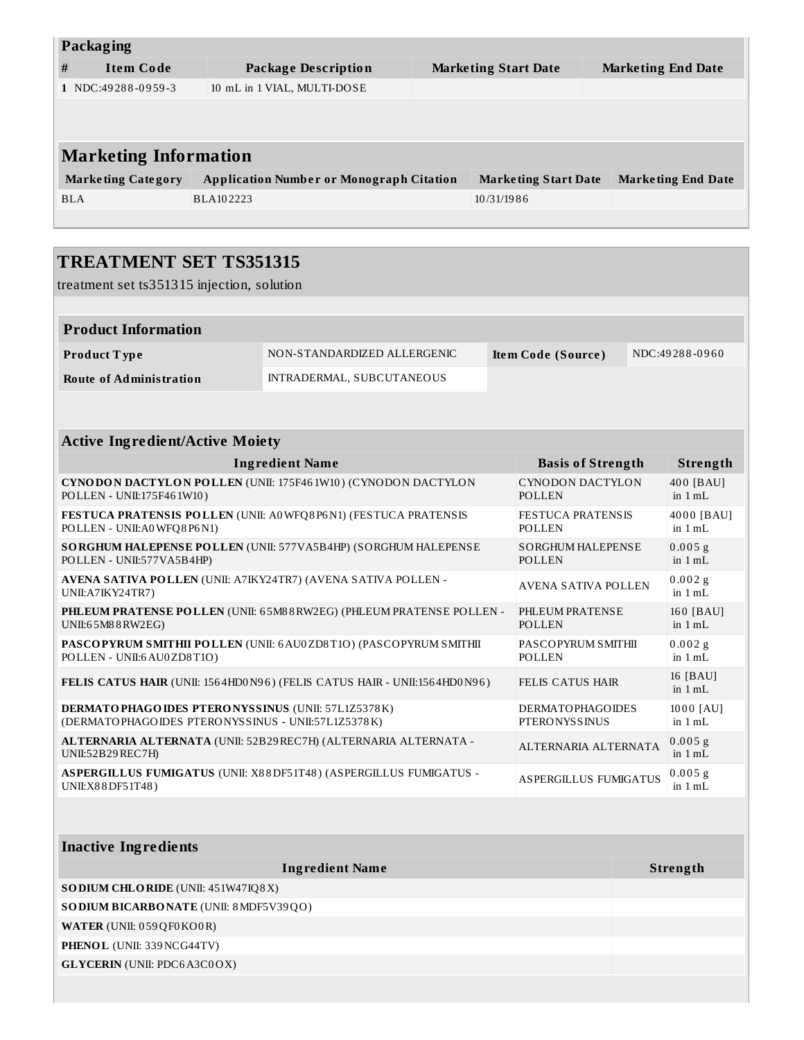### Packaging

| # | Item Code | Package Description | Marketing Start Date | Marketing End Date |
|---|---|---|---|---|
| 1 | NDC:49288-0959-3 | 10 mL in 1 VIAL, MULTI-DOSE | | |

### Marketing Information

| Marketing Category | Application Number or Monograph Citation | Marketing Start Date | Marketing End Date |
|---|---|---|---|
| BLA | BLA102223 | 10/31/1986 | |

## TREATMENT SET TS351315

treatment set ts351315 injection, solution

### Product Information

| Product Type | NON-STANDARDIZED ALLERGENIC | Item Code (Source) | NDC:49288-0960 |
|---|---|---|---|
| Route of Administration | INTRADERMAL, SUBCUTANEOUS | | |

### Active Ingredient/Active Moiety

| Ingredient Name | Basis of Strength | Strength |
|---|---|---|
| **CYNODON DACTYLON POLLEN** (UNII: 175F461W10) (CYNODON DACTYLON POLLEN - UNII:175F461W10) | CYNODON DACTYLON POLLEN | 400 [BAU] in 1 mL |
| **FESTUCA PRATENSIS POLLEN** (UNII: A0WFQ8P6N1) (FESTUCA PRATENSIS POLLEN - UNII:A0WFQ8P6N1) | FESTUCA PRATENSIS POLLEN | 4000 [BAU] in 1 mL |
| **SORGHUM HALEPENSE POLLEN** (UNII: 577VA5B4HP) (SORGHUM HALEPENSE POLLEN - UNII:577VA5B4HP) | SORGHUM HALEPENSE POLLEN | 0.005 g in 1 mL |
| **AVENA SATIVA POLLEN** (UNII: A7IKY24TR7) (AVENA SATIVA POLLEN - UNII:A7IKY24TR7) | AVENA SATIVA POLLEN | 0.002 g in 1 mL |
| **PHLEUM PRATENSE POLLEN** (UNII: 65M88RW2EG) (PHLEUM PRATENSE POLLEN - UNII:65M88RW2EG) | PHLEUM PRATENSE POLLEN | 160 [BAU] in 1 mL |
| **PASCOPYRUM SMITHII POLLEN** (UNII: 6AU0ZD8T1O) (PASCOPYRUM SMITHII POLLEN - UNII:6AU0ZD8T1O) | PASCOPYRUM SMITHII POLLEN | 0.002 g in 1 mL |
| **FELIS CATUS HAIR** (UNII: 1564HD0N96) (FELIS CATUS HAIR - UNII:1564HD0N96) | FELIS CATUS HAIR | 16 [BAU] in 1 mL |
| **DERMATOPHAGOIDES PTERONYSSINUS** (UNII: 57L1Z5378K) (DERMATOPHAGOIDES PTERONYSSINUS - UNII:57L1Z5378K) | DERMATOPHAGOIDES PTERONYSSINUS | 1000 [AU] in 1 mL |
| **ALTERNARIA ALTERNATA** (UNII: 52B29REC7H) (ALTERNARIA ALTERNATA - UNII:52B29REC7H) | ALTERNARIA ALTERNATA | 0.005 g in 1 mL |
| **ASPERGILLUS FUMIGATUS** (UNII: X88DF51T48) (ASPERGILLUS FUMIGATUS - UNII:X88DF51T48) | ASPERGILLUS FUMIGATUS | 0.005 g in 1 mL |

### Inactive Ingredients

| Ingredient Name | Strength |
|---|---|
| **SODIUM CHLORIDE** (UNII: 451W47IQ8X) | |
| **SODIUM BICARBONATE** (UNII: 8MDF5V39QO) | |
| **WATER** (UNII: 059QF0KO0R) | |
| **PHENOL** (UNII: 339NCG44TV) | |
| **GLYCERIN** (UNII: PDC6A3C0OX) | |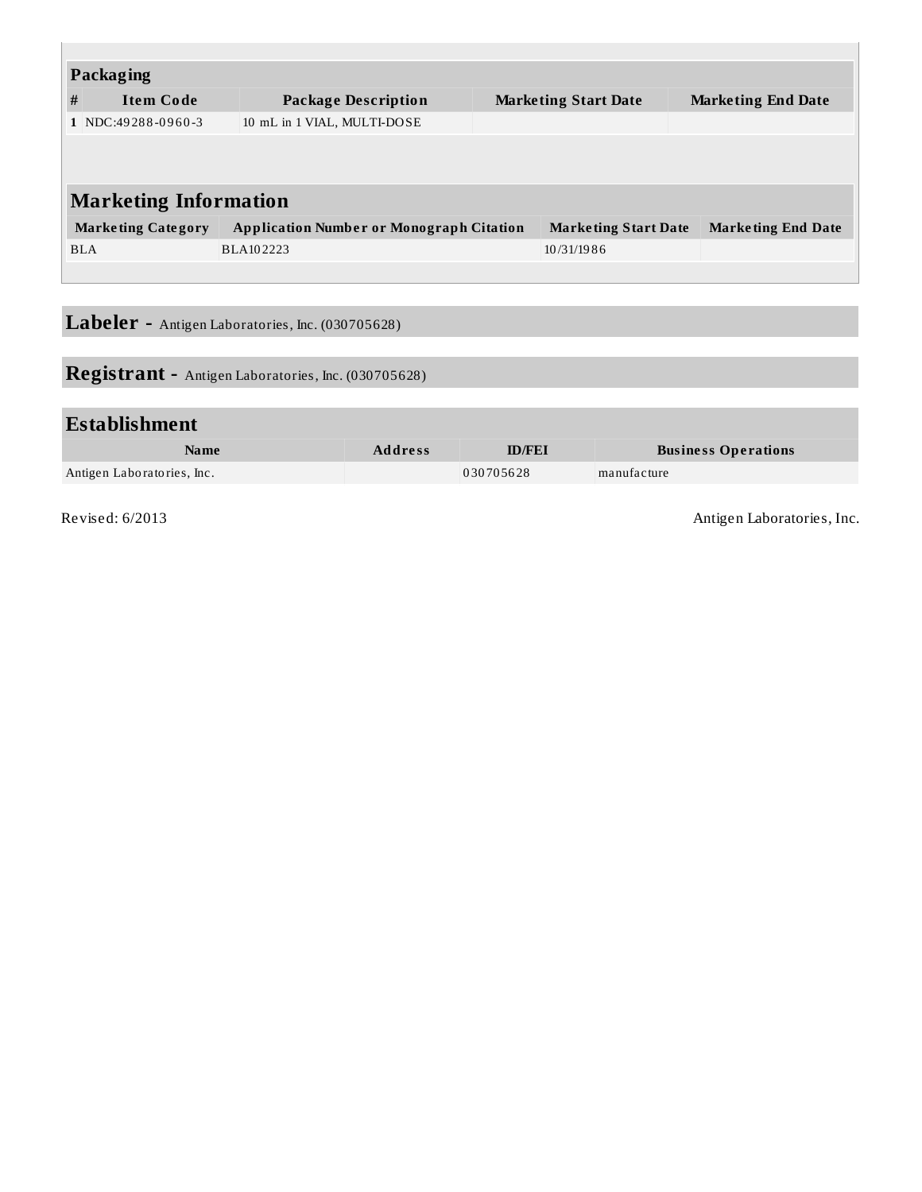## Packaging

| # | Item Code | Package Description | Marketing Start Date | Marketing End Date |
|---|---|---|---|---|
| 1 | NDC:49288-0960-3 | 10 mL in 1 VIAL, MULTI-DOSE | | |

## Marketing Information

| Marketing Category | Application Number or Monograph Citation | Marketing Start Date | Marketing End Date |
|---|---|---|---|
| BLA | BLA102223 | 10/31/1986 | |

## Labeler - Antigen Laboratories, Inc. (030705628)

## Registrant - Antigen Laboratories, Inc. (030705628)

## Establishment

| Name | Address | ID/FEI | Business Operations |
|---|---|---|---|
| Antigen Laboratories, Inc. | | 030705628 | manufacture |

Revised: 6/2013

Antigen Laboratories, Inc.